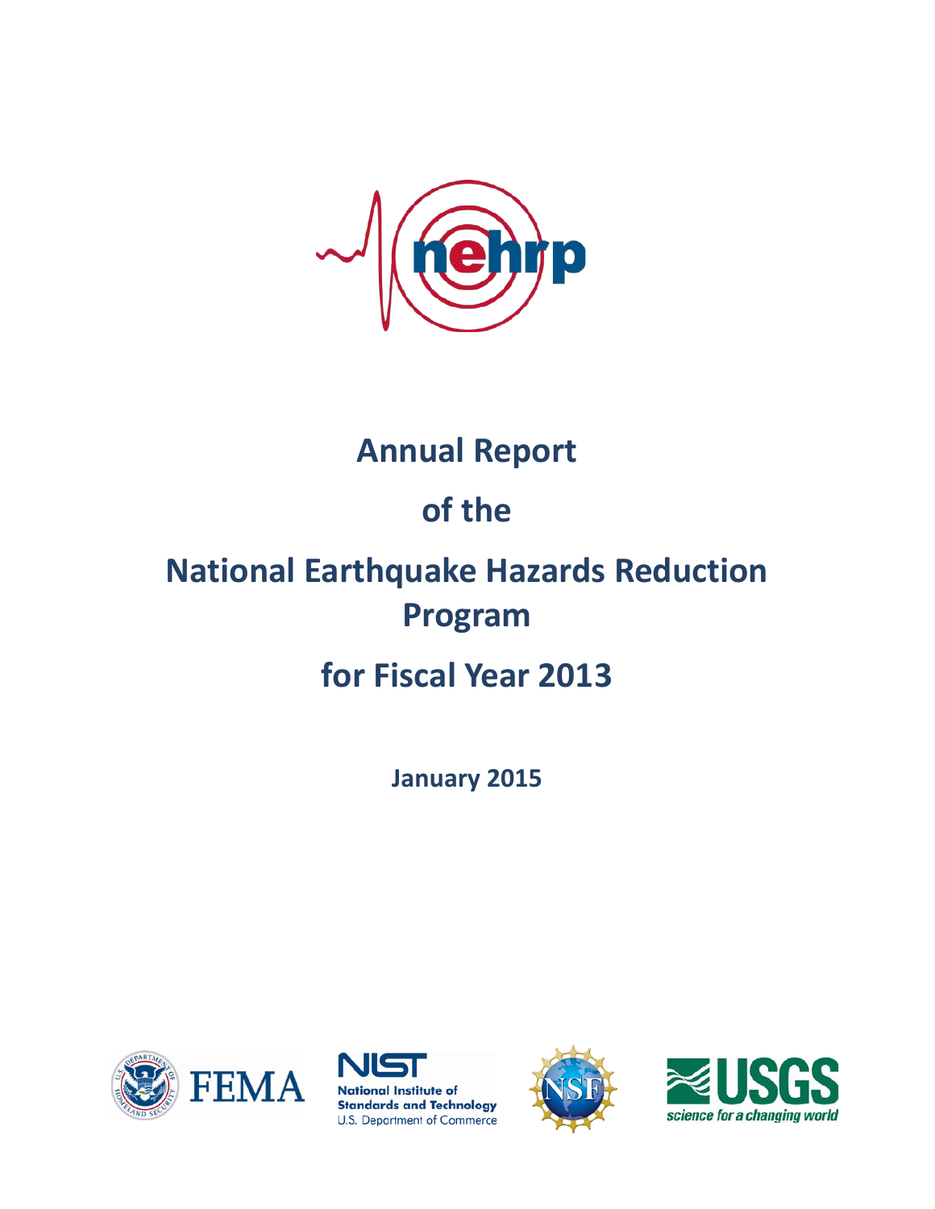# Annual Report

# of the

# National Earthquake Hazards Reduction Program

# for Fiscal Year 2013

**January 2015**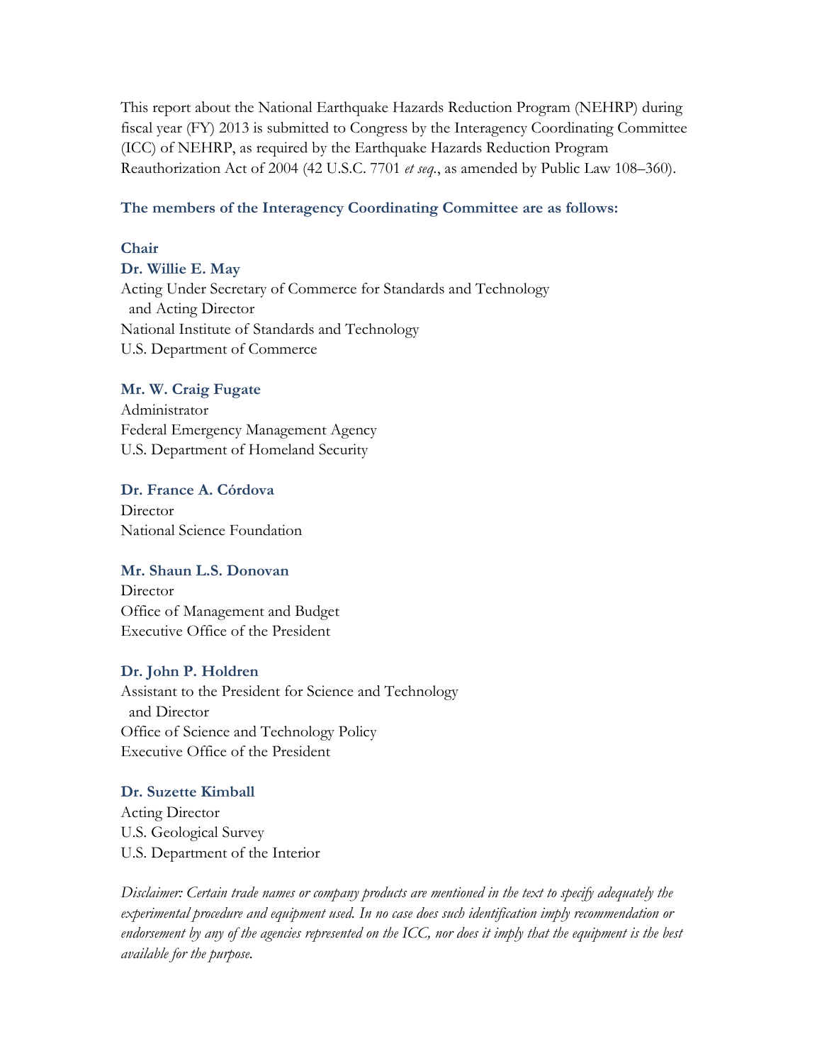This report about the National Earthquake Hazards Reduction Program (NEHRP) during fiscal year (FY) 2013 is submitted to Congress by the Interagency Coordinating Committee (ICC) of NEHRP, as required by the Earthquake Hazards Reduction Program Reauthorization Act of 2004 (42 U.S.C. 7701 *et seq*., as amended by Public Law 108–360).

**The members of the Interagency Coordinating Committee are as follows:**

**Chair**

**Dr. Willie E. May**
Acting Under Secretary of Commerce for Standards and Technology
and Acting Director
National Institute of Standards and Technology
U.S. Department of Commerce

**Mr. W. Craig Fugate**
Administrator
Federal Emergency Management Agency
U.S. Department of Homeland Security

**Dr. France A. Córdova**
Director
National Science Foundation

**Mr. Shaun L.S. Donovan**
Director
Office of Management and Budget
Executive Office of the President

**Dr. John P. Holdren**
Assistant to the President for Science and Technology
and Director
Office of Science and Technology Policy
Executive Office of the President

**Dr. Suzette Kimball**
Acting Director
U.S. Geological Survey
U.S. Department of the Interior

*Disclaimer: Certain trade names or company products are mentioned in the text to specify adequately the experimental procedure and equipment used. In no case does such identification imply recommendation or endorsement by any of the agencies represented on the ICC, nor does it imply that the equipment is the best available for the purpose.*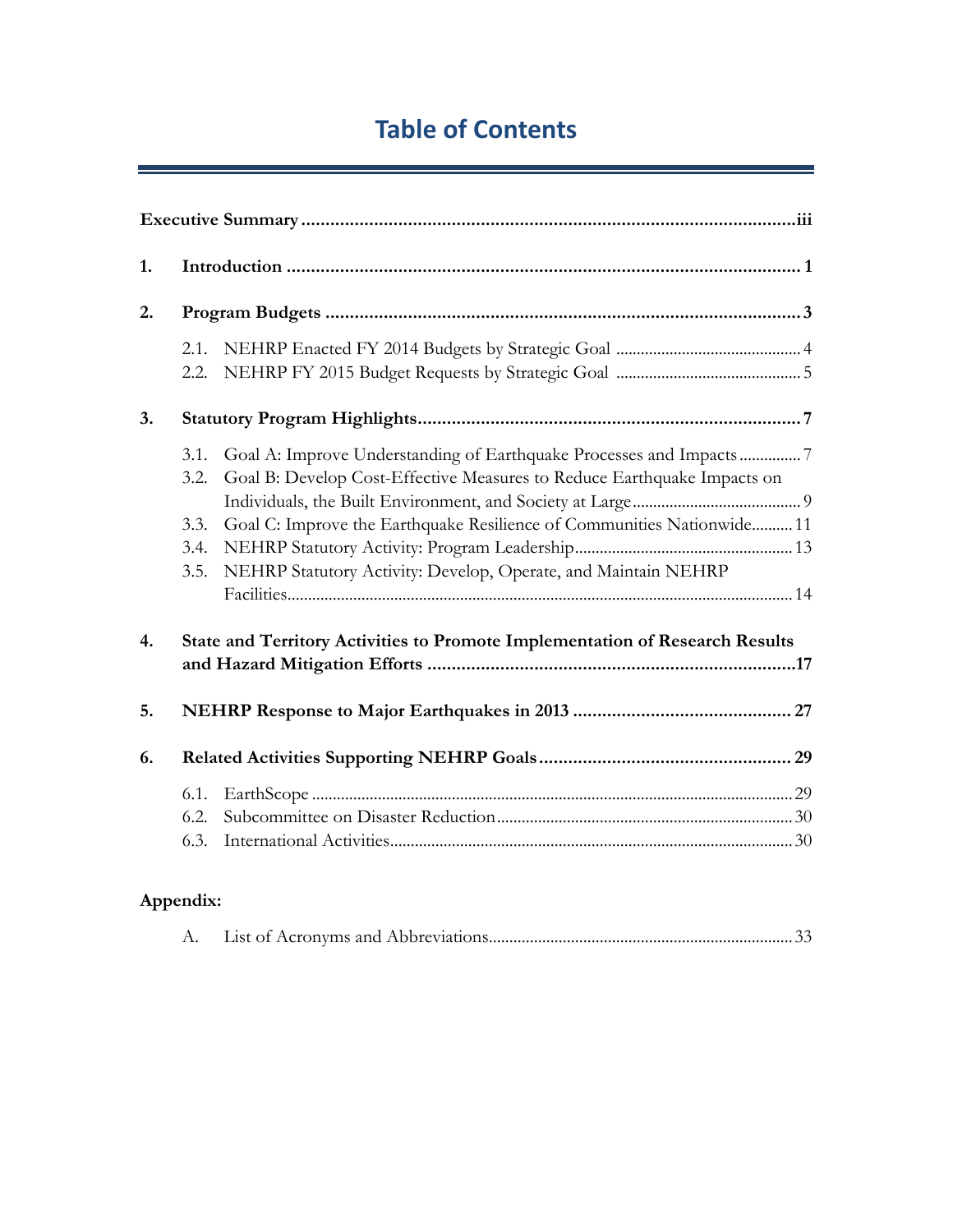# Table of Contents

**Executive Summary** ....................................................................................................... **iii**

**1. Introduction** ......................................................................................................... **1**

**2. Program Budgets** .................................................................................................. **3**

- 2.1. NEHRP Enacted FY 2014 Budgets by Strategic Goal ............................................ 4
- 2.2. NEHRP FY 2015 Budget Requests by Strategic Goal ............................................ 5

**3. Statutory Program Highlights** ............................................................................... **7**

- 3.1. Goal A: Improve Understanding of Earthquake Processes and Impacts ............... 7
- 3.2. Goal B: Develop Cost-Effective Measures to Reduce Earthquake Impacts on Individuals, the Built Environment, and Society at Large ........................................ 9
- 3.3. Goal C: Improve the Earthquake Resilience of Communities Nationwide .......... 11
- 3.4. NEHRP Statutory Activity: Program Leadership .................................................... 13
- 3.5. NEHRP Statutory Activity: Develop, Operate, and Maintain NEHRP Facilities ....................................................................................................................... 14

**4. State and Territory Activities to Promote Implementation of Research Results and Hazard Mitigation Efforts** ............................................................................ **17**

**5. NEHRP Response to Major Earthquakes in 2013** ............................................. **27**

**6. Related Activities Supporting NEHRP Goals** .................................................... **29**

- 6.1. EarthScope ............................................................................................................ 29
- 6.2. Subcommittee on Disaster Reduction ..................................................................... 30
- 6.3. International Activities ............................................................................................ 30

**Appendix:**

- A. List of Acronyms and Abbreviations ......................................................................... 33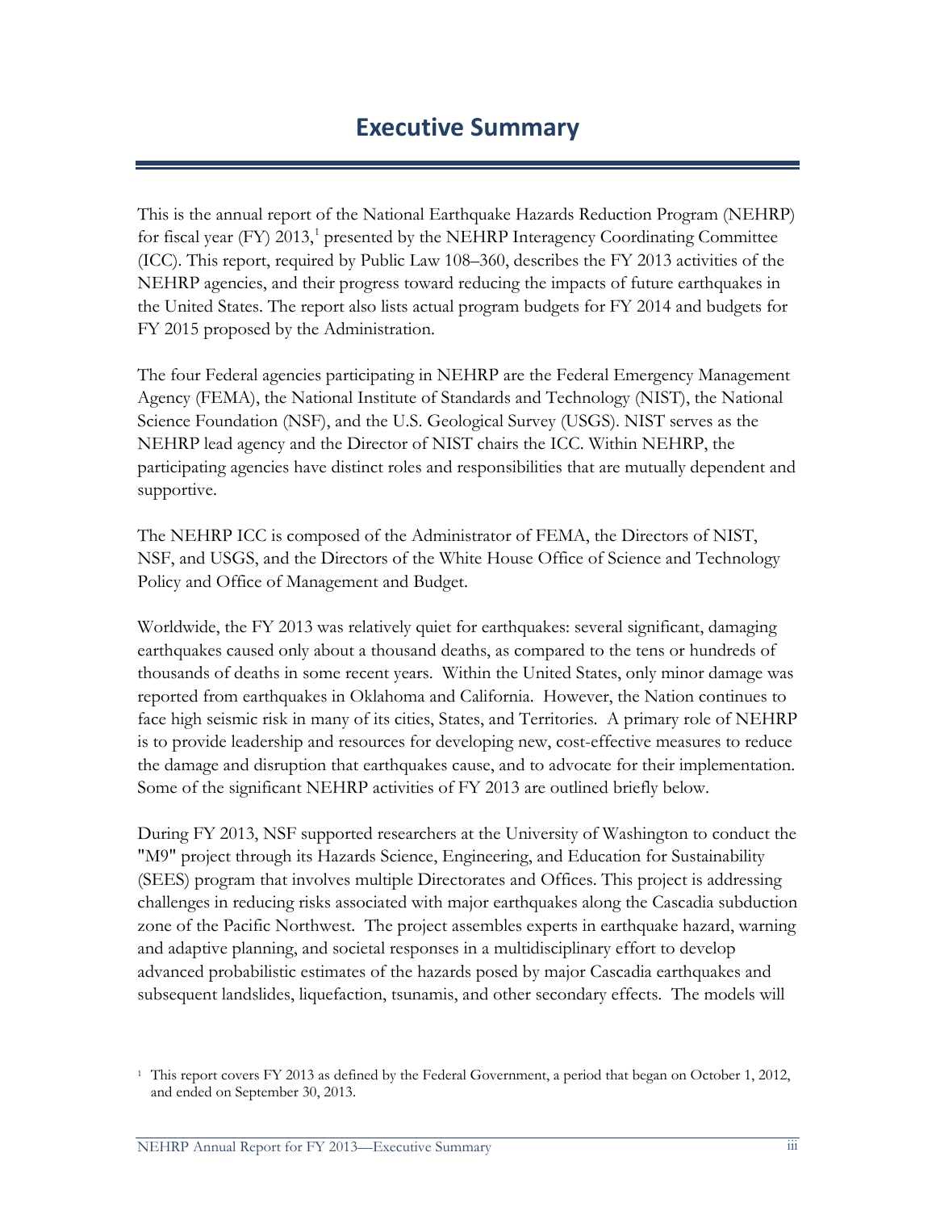# Executive Summary

This is the annual report of the National Earthquake Hazards Reduction Program (NEHRP) for fiscal year (FY) 2013,[1] presented by the NEHRP Interagency Coordinating Committee (ICC). This report, required by Public Law 108–360, describes the FY 2013 activities of the NEHRP agencies, and their progress toward reducing the impacts of future earthquakes in the United States. The report also lists actual program budgets for FY 2014 and budgets for FY 2015 proposed by the Administration.

The four Federal agencies participating in NEHRP are the Federal Emergency Management Agency (FEMA), the National Institute of Standards and Technology (NIST), the National Science Foundation (NSF), and the U.S. Geological Survey (USGS). NIST serves as the NEHRP lead agency and the Director of NIST chairs the ICC. Within NEHRP, the participating agencies have distinct roles and responsibilities that are mutually dependent and supportive.

The NEHRP ICC is composed of the Administrator of FEMA, the Directors of NIST, NSF, and USGS, and the Directors of the White House Office of Science and Technology Policy and Office of Management and Budget.

Worldwide, the FY 2013 was relatively quiet for earthquakes: several significant, damaging earthquakes caused only about a thousand deaths, as compared to the tens or hundreds of thousands of deaths in some recent years. Within the United States, only minor damage was reported from earthquakes in Oklahoma and California. However, the Nation continues to face high seismic risk in many of its cities, States, and Territories. A primary role of NEHRP is to provide leadership and resources for developing new, cost-effective measures to reduce the damage and disruption that earthquakes cause, and to advocate for their implementation. Some of the significant NEHRP activities of FY 2013 are outlined briefly below.

During FY 2013, NSF supported researchers at the University of Washington to conduct the "M9" project through its Hazards Science, Engineering, and Education for Sustainability (SEES) program that involves multiple Directorates and Offices. This project is addressing challenges in reducing risks associated with major earthquakes along the Cascadia subduction zone of the Pacific Northwest. The project assembles experts in earthquake hazard, warning and adaptive planning, and societal responses in a multidisciplinary effort to develop advanced probabilistic estimates of the hazards posed by major Cascadia earthquakes and subsequent landslides, liquefaction, tsunamis, and other secondary effects. The models will

[1] This report covers FY 2013 as defined by the Federal Government, a period that began on October 1, 2012, and ended on September 30, 2013.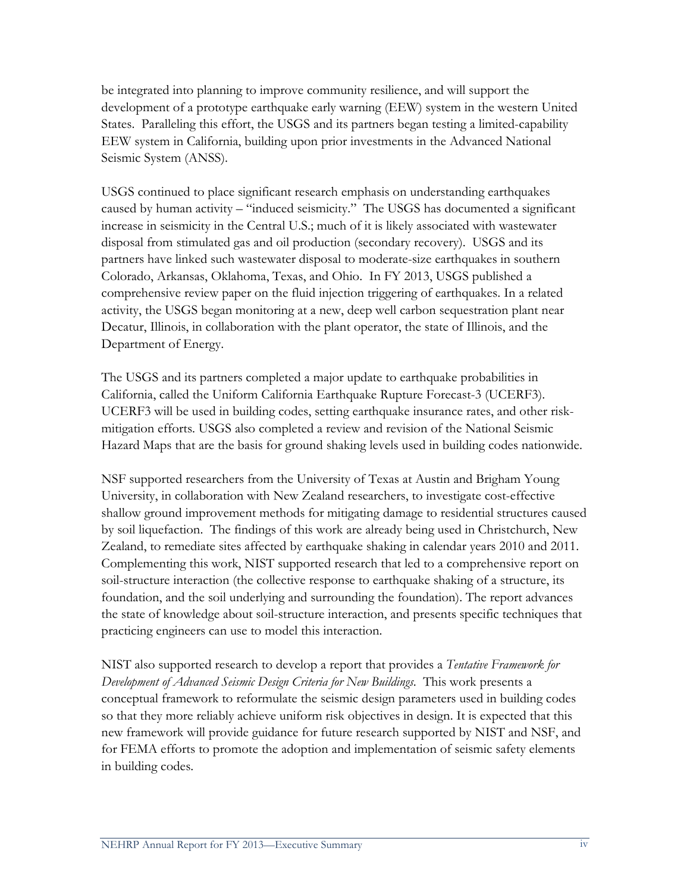be integrated into planning to improve community resilience, and will support the development of a prototype earthquake early warning (EEW) system in the western United States. Paralleling this effort, the USGS and its partners began testing a limited-capability EEW system in California, building upon prior investments in the Advanced National Seismic System (ANSS).

USGS continued to place significant research emphasis on understanding earthquakes caused by human activity – "induced seismicity." The USGS has documented a significant increase in seismicity in the Central U.S.; much of it is likely associated with wastewater disposal from stimulated gas and oil production (secondary recovery). USGS and its partners have linked such wastewater disposal to moderate-size earthquakes in southern Colorado, Arkansas, Oklahoma, Texas, and Ohio. In FY 2013, USGS published a comprehensive review paper on the fluid injection triggering of earthquakes. In a related activity, the USGS began monitoring at a new, deep well carbon sequestration plant near Decatur, Illinois, in collaboration with the plant operator, the state of Illinois, and the Department of Energy.

The USGS and its partners completed a major update to earthquake probabilities in California, called the Uniform California Earthquake Rupture Forecast-3 (UCERF3). UCERF3 will be used in building codes, setting earthquake insurance rates, and other risk-mitigation efforts. USGS also completed a review and revision of the National Seismic Hazard Maps that are the basis for ground shaking levels used in building codes nationwide.

NSF supported researchers from the University of Texas at Austin and Brigham Young University, in collaboration with New Zealand researchers, to investigate cost-effective shallow ground improvement methods for mitigating damage to residential structures caused by soil liquefaction. The findings of this work are already being used in Christchurch, New Zealand, to remediate sites affected by earthquake shaking in calendar years 2010 and 2011. Complementing this work, NIST supported research that led to a comprehensive report on soil-structure interaction (the collective response to earthquake shaking of a structure, its foundation, and the soil underlying and surrounding the foundation). The report advances the state of knowledge about soil-structure interaction, and presents specific techniques that practicing engineers can use to model this interaction.

NIST also supported research to develop a report that provides a *Tentative Framework for Development of Advanced Seismic Design Criteria for New Buildings*. This work presents a conceptual framework to reformulate the seismic design parameters used in building codes so that they more reliably achieve uniform risk objectives in design. It is expected that this new framework will provide guidance for future research supported by NIST and NSF, and for FEMA efforts to promote the adoption and implementation of seismic safety elements in building codes.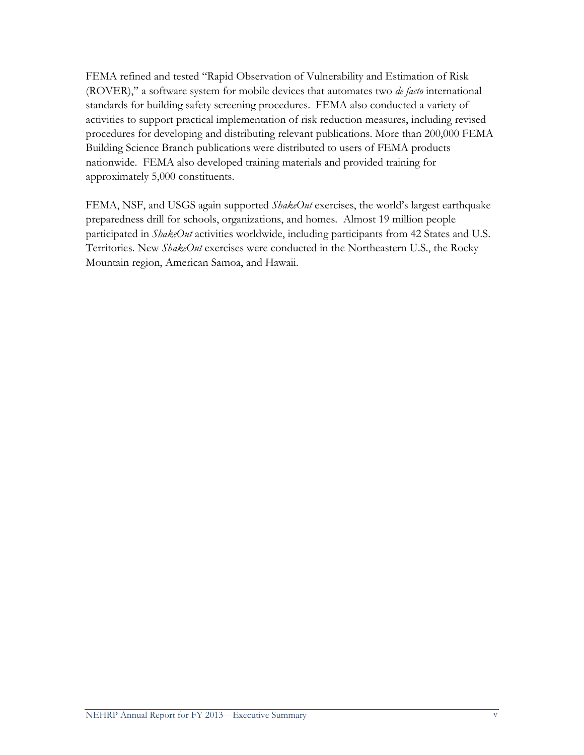FEMA refined and tested "Rapid Observation of Vulnerability and Estimation of Risk (ROVER)," a software system for mobile devices that automates two *de facto* international standards for building safety screening procedures. FEMA also conducted a variety of activities to support practical implementation of risk reduction measures, including revised procedures for developing and distributing relevant publications. More than 200,000 FEMA Building Science Branch publications were distributed to users of FEMA products nationwide. FEMA also developed training materials and provided training for approximately 5,000 constituents.

FEMA, NSF, and USGS again supported *ShakeOut* exercises, the world's largest earthquake preparedness drill for schools, organizations, and homes. Almost 19 million people participated in *ShakeOut* activities worldwide, including participants from 42 States and U.S. Territories. New *ShakeOut* exercises were conducted in the Northeastern U.S., the Rocky Mountain region, American Samoa, and Hawaii.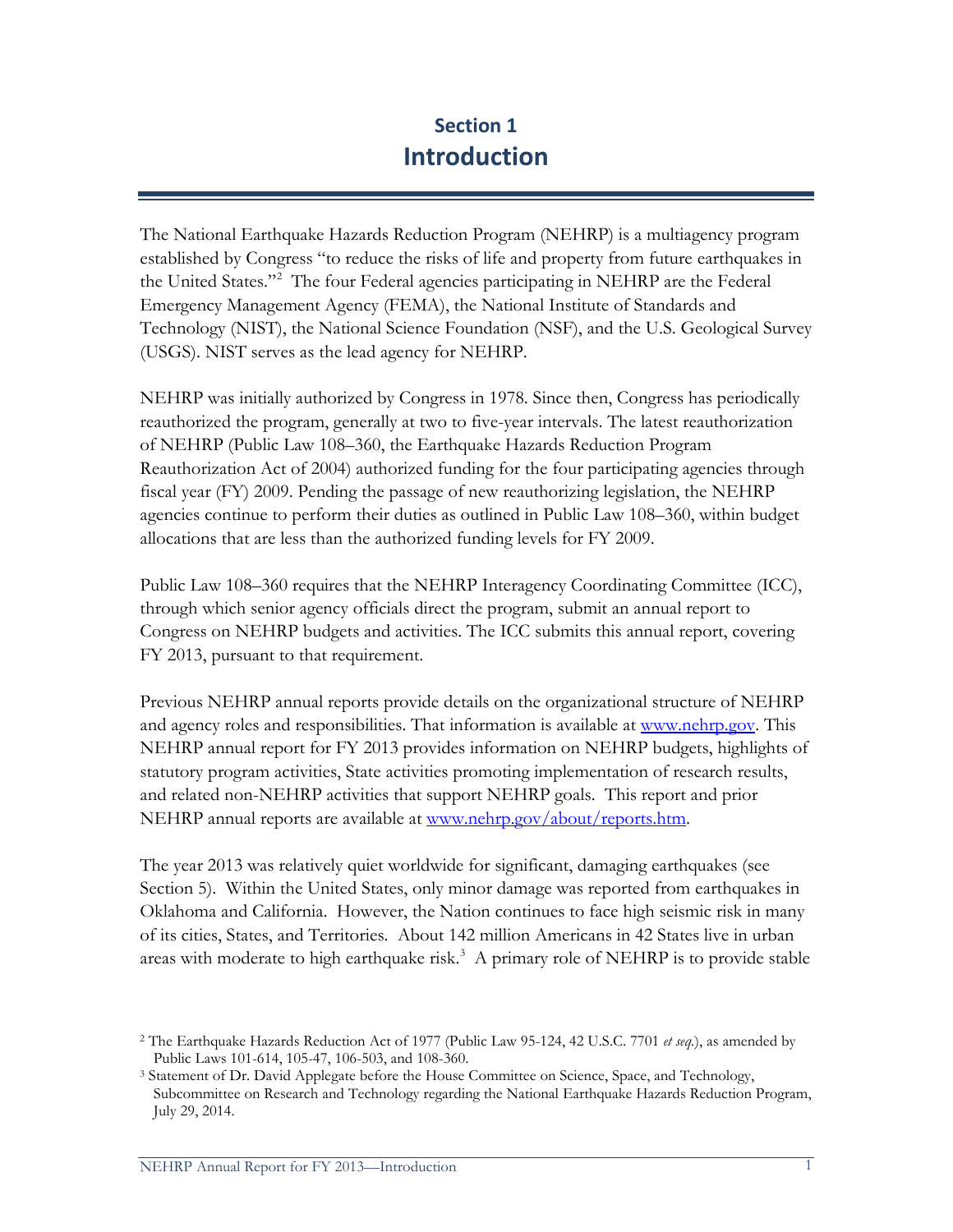# Section 1
## Introduction

The National Earthquake Hazards Reduction Program (NEHRP) is a multiagency program established by Congress "to reduce the risks of life and property from future earthquakes in the United States."[2] The four Federal agencies participating in NEHRP are the Federal Emergency Management Agency (FEMA), the National Institute of Standards and Technology (NIST), the National Science Foundation (NSF), and the U.S. Geological Survey (USGS). NIST serves as the lead agency for NEHRP.

NEHRP was initially authorized by Congress in 1978. Since then, Congress has periodically reauthorized the program, generally at two to five-year intervals. The latest reauthorization of NEHRP (Public Law 108–360, the Earthquake Hazards Reduction Program Reauthorization Act of 2004) authorized funding for the four participating agencies through fiscal year (FY) 2009. Pending the passage of new reauthorizing legislation, the NEHRP agencies continue to perform their duties as outlined in Public Law 108–360, within budget allocations that are less than the authorized funding levels for FY 2009.

Public Law 108–360 requires that the NEHRP Interagency Coordinating Committee (ICC), through which senior agency officials direct the program, submit an annual report to Congress on NEHRP budgets and activities. The ICC submits this annual report, covering FY 2013, pursuant to that requirement.

Previous NEHRP annual reports provide details on the organizational structure of NEHRP and agency roles and responsibilities. That information is available at www.nehrp.gov. This NEHRP annual report for FY 2013 provides information on NEHRP budgets, highlights of statutory program activities, State activities promoting implementation of research results, and related non-NEHRP activities that support NEHRP goals. This report and prior NEHRP annual reports are available at www.nehrp.gov/about/reports.htm.

The year 2013 was relatively quiet worldwide for significant, damaging earthquakes (see Section 5). Within the United States, only minor damage was reported from earthquakes in Oklahoma and California. However, the Nation continues to face high seismic risk in many of its cities, States, and Territories. About 142 million Americans in 42 States live in urban areas with moderate to high earthquake risk.[3] A primary role of NEHRP is to provide stable

[2] The Earthquake Hazards Reduction Act of 1977 (Public Law 95-124, 42 U.S.C. 7701 *et seq.*), as amended by Public Laws 101-614, 105-47, 106-503, and 108-360.

[3] Statement of Dr. David Applegate before the House Committee on Science, Space, and Technology, Subcommittee on Research and Technology regarding the National Earthquake Hazards Reduction Program, July 29, 2014.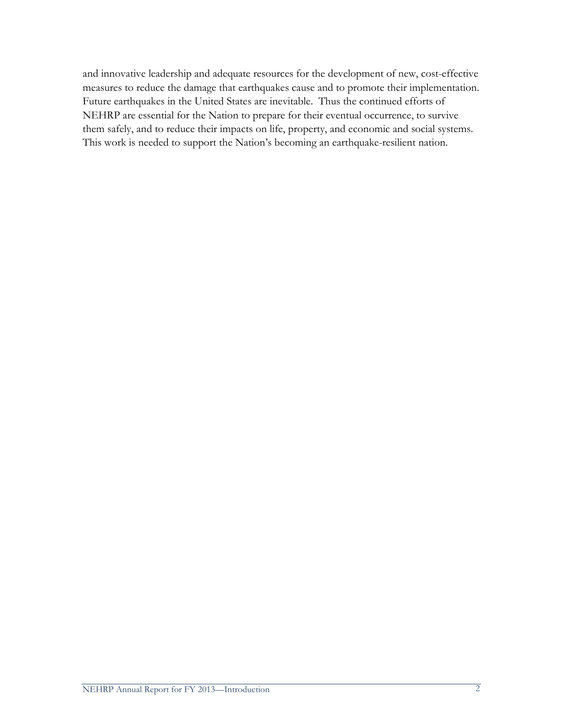and innovative leadership and adequate resources for the development of new, cost-effective measures to reduce the damage that earthquakes cause and to promote their implementation. Future earthquakes in the United States are inevitable. Thus the continued efforts of NEHRP are essential for the Nation to prepare for their eventual occurrence, to survive them safely, and to reduce their impacts on life, property, and economic and social systems. This work is needed to support the Nation's becoming an earthquake-resilient nation.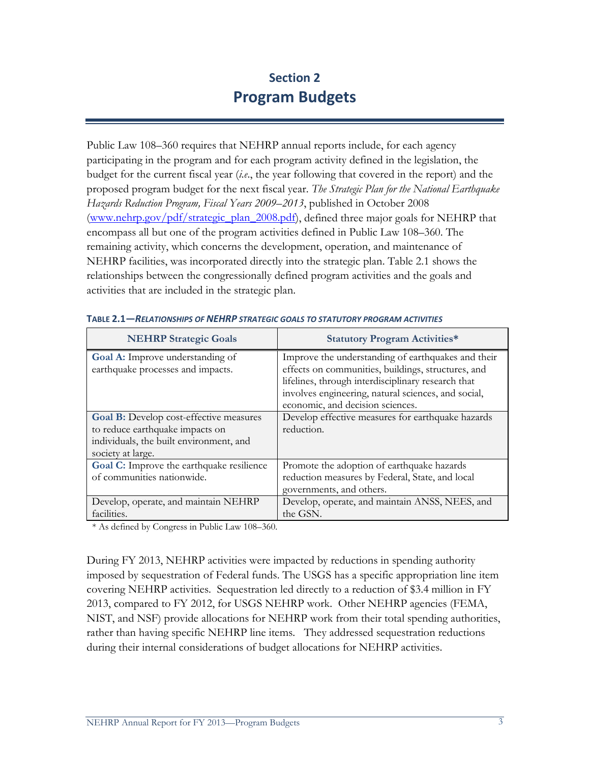# Section 2
# Program Budgets

Public Law 108–360 requires that NEHRP annual reports include, for each agency participating in the program and for each program activity defined in the legislation, the budget for the current fiscal year (*i.e.*, the year following that covered in the report) and the proposed program budget for the next fiscal year. *The Strategic Plan for the National Earthquake Hazards Reduction Program, Fiscal Years 2009–2013*, published in October 2008 (www.nehrp.gov/pdf/strategic_plan_2008.pdf), defined three major goals for NEHRP that encompass all but one of the program activities defined in Public Law 108–360. The remaining activity, which concerns the development, operation, and maintenance of NEHRP facilities, was incorporated directly into the strategic plan. Table 2.1 shows the relationships between the congressionally defined program activities and the goals and activities that are included in the strategic plan.

**TABLE 2.1—*RELATIONSHIPS OF NEHRP STRATEGIC GOALS TO STATUTORY PROGRAM ACTIVITIES***

| NEHRP Strategic Goals | Statutory Program Activities* |
|---|---|
| **Goal A:** Improve understanding of earthquake processes and impacts. | Improve the understanding of earthquakes and their effects on communities, buildings, structures, and lifelines, through interdisciplinary research that involves engineering, natural sciences, and social, economic, and decision sciences. |
| **Goal B:** Develop cost-effective measures to reduce earthquake impacts on individuals, the built environment, and society at large. | Develop effective measures for earthquake hazards reduction. |
| **Goal C:** Improve the earthquake resilience of communities nationwide. | Promote the adoption of earthquake hazards reduction measures by Federal, State, and local governments, and others. |
| Develop, operate, and maintain NEHRP facilities. | Develop, operate, and maintain ANSS, NEES, and the GSN. |

\* As defined by Congress in Public Law 108–360.

During FY 2013, NEHRP activities were impacted by reductions in spending authority imposed by sequestration of Federal funds. The USGS has a specific appropriation line item covering NEHRP activities. Sequestration led directly to a reduction of $3.4 million in FY 2013, compared to FY 2012, for USGS NEHRP work. Other NEHRP agencies (FEMA, NIST, and NSF) provide allocations for NEHRP work from their total spending authorities, rather than having specific NEHRP line items. They addressed sequestration reductions during their internal considerations of budget allocations for NEHRP activities.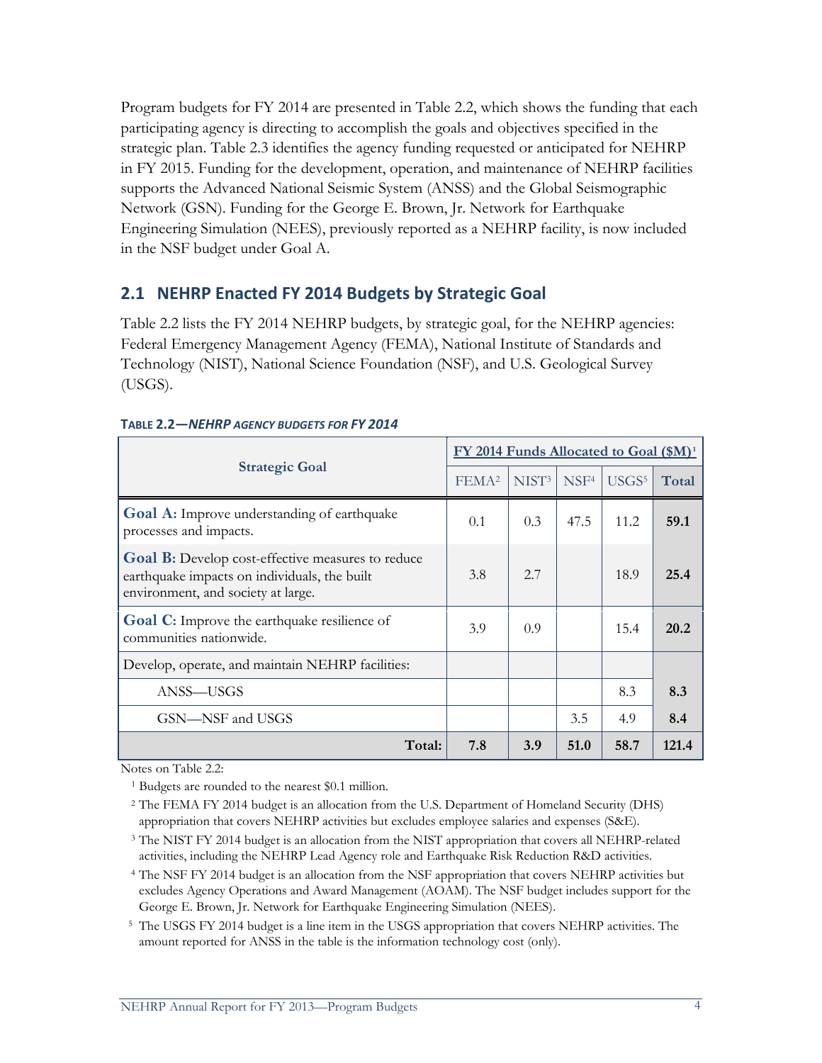Program budgets for FY 2014 are presented in Table 2.2, which shows the funding that each participating agency is directing to accomplish the goals and objectives specified in the strategic plan. Table 2.3 identifies the agency funding requested or anticipated for NEHRP in FY 2015. Funding for the development, operation, and maintenance of NEHRP facilities supports the Advanced National Seismic System (ANSS) and the Global Seismographic Network (GSN). Funding for the George E. Brown, Jr. Network for Earthquake Engineering Simulation (NEES), previously reported as a NEHRP facility, is now included in the NSF budget under Goal A.

## 2.1 NEHRP Enacted FY 2014 Budgets by Strategic Goal

Table 2.2 lists the FY 2014 NEHRP budgets, by strategic goal, for the NEHRP agencies: Federal Emergency Management Agency (FEMA), National Institute of Standards and Technology (NIST), National Science Foundation (NSF), and U.S. Geological Survey (USGS).

**TABLE 2.2—*NEHRP AGENCY BUDGETS FOR FY 2014***

| Strategic Goal | FY 2014 Funds Allocated to Goal ($M)[1] | | | | |
|---|---|---|---|---|---|
| | FEMA[2] | NIST[3] | NSF[4] | USGS[5] | **Total** |
| **Goal A:** Improve understanding of earthquake processes and impacts. | 0.1 | 0.3 | 47.5 | 11.2 | **59.1** |
| **Goal B:** Develop cost-effective measures to reduce earthquake impacts on individuals, the built environment, and society at large. | 3.8 | 2.7 | | 18.9 | **25.4** |
| **Goal C:** Improve the earthquake resilience of communities nationwide. | 3.9 | 0.9 | | 15.4 | **20.2** |
| Develop, operate, and maintain NEHRP facilities: | | | | | |
| ANSS—USGS | | | | 8.3 | **8.3** |
| GSN—NSF and USGS | | | 3.5 | 4.9 | **8.4** |
| **Total:** | **7.8** | **3.9** | **51.0** | **58.7** | **121.4** |

Notes on Table 2.2:

[1] Budgets are rounded to the nearest $0.1 million.

[2] The FEMA FY 2014 budget is an allocation from the U.S. Department of Homeland Security (DHS) appropriation that covers NEHRP activities but excludes employee salaries and expenses (S&E).

[3] The NIST FY 2014 budget is an allocation from the NIST appropriation that covers all NEHRP-related activities, including the NEHRP Lead Agency role and Earthquake Risk Reduction R&D activities.

[4] The NSF FY 2014 budget is an allocation from the NSF appropriation that covers NEHRP activities but excludes Agency Operations and Award Management (AOAM). The NSF budget includes support for the George E. Brown, Jr. Network for Earthquake Engineering Simulation (NEES).

[5] The USGS FY 2014 budget is a line item in the USGS appropriation that covers NEHRP activities. The amount reported for ANSS in the table is the information technology cost (only).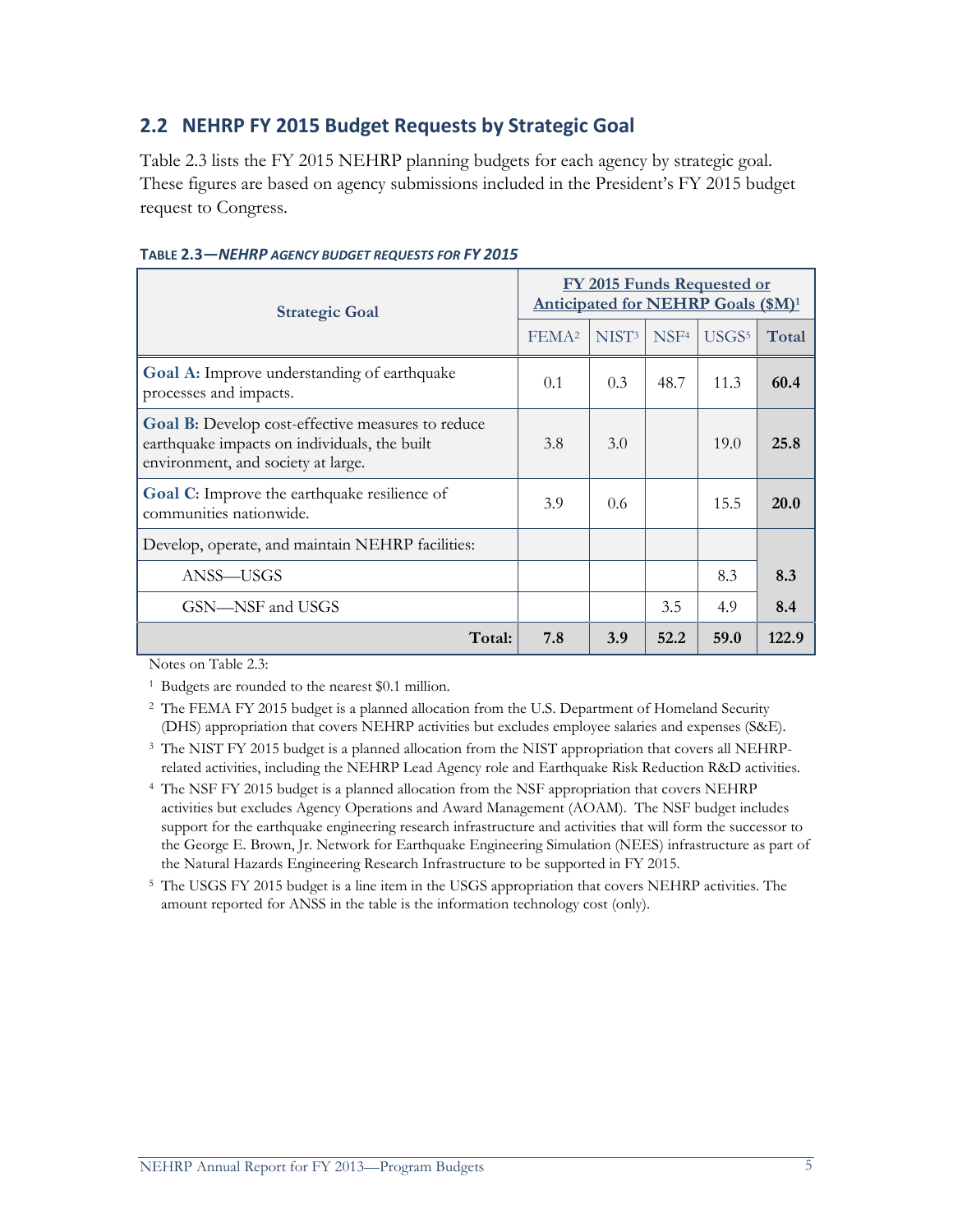## 2.2 NEHRP FY 2015 Budget Requests by Strategic Goal

Table 2.3 lists the FY 2015 NEHRP planning budgets for each agency by strategic goal. These figures are based on agency submissions included in the President's FY 2015 budget request to Congress.

**TABLE 2.3—*NEHRP AGENCY BUDGET REQUESTS FOR FY 2015***

| Strategic Goal | FY 2015 Funds Requested or Anticipated for NEHRP Goals ($M)[1] | | | | |
|---|---|---|---|---|---|
| | FEMA[2] | NIST[3] | NSF[4] | USGS[5] | Total |
| **Goal A:** Improve understanding of earthquake processes and impacts. | 0.1 | 0.3 | 48.7 | 11.3 | **60.4** |
| **Goal B:** Develop cost-effective measures to reduce earthquake impacts on individuals, the built environment, and society at large. | 3.8 | 3.0 | | 19.0 | **25.8** |
| **Goal C:** Improve the earthquake resilience of communities nationwide. | 3.9 | 0.6 | | 15.5 | **20.0** |
| Develop, operate, and maintain NEHRP facilities: | | | | | |
| ANSS—USGS | | | | 8.3 | **8.3** |
| GSN—NSF and USGS | | | 3.5 | 4.9 | **8.4** |
| **Total:** | **7.8** | **3.9** | **52.2** | **59.0** | **122.9** |

Notes on Table 2.3:

[1] Budgets are rounded to the nearest $0.1 million.

[2] The FEMA FY 2015 budget is a planned allocation from the U.S. Department of Homeland Security (DHS) appropriation that covers NEHRP activities but excludes employee salaries and expenses (S&E).

[3] The NIST FY 2015 budget is a planned allocation from the NIST appropriation that covers all NEHRP-related activities, including the NEHRP Lead Agency role and Earthquake Risk Reduction R&D activities.

[4] The NSF FY 2015 budget is a planned allocation from the NSF appropriation that covers NEHRP activities but excludes Agency Operations and Award Management (AOAM). The NSF budget includes support for the earthquake engineering research infrastructure and activities that will form the successor to the George E. Brown, Jr. Network for Earthquake Engineering Simulation (NEES) infrastructure as part of the Natural Hazards Engineering Research Infrastructure to be supported in FY 2015.

[5] The USGS FY 2015 budget is a line item in the USGS appropriation that covers NEHRP activities. The amount reported for ANSS in the table is the information technology cost (only).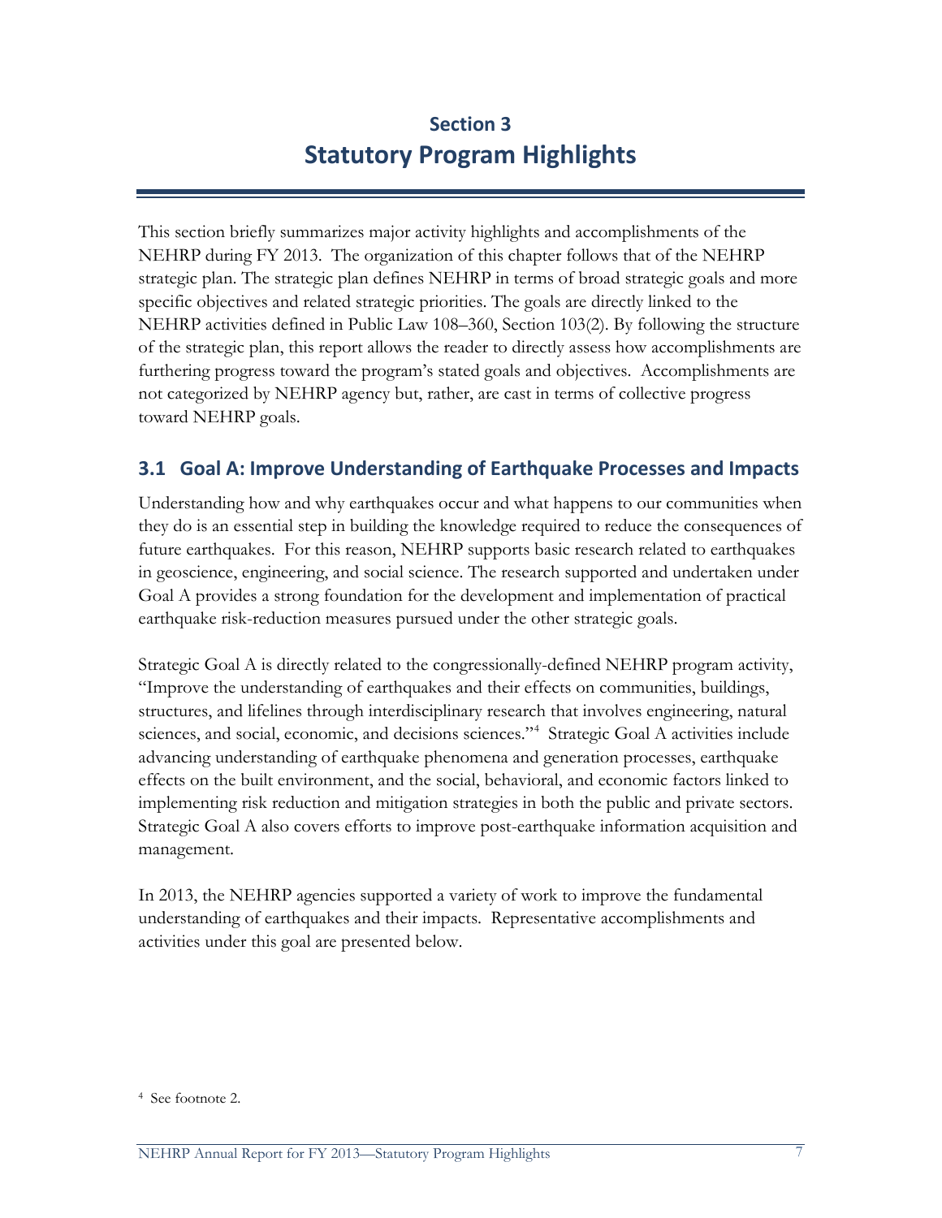# Section 3
# Statutory Program Highlights

This section briefly summarizes major activity highlights and accomplishments of the NEHRP during FY 2013. The organization of this chapter follows that of the NEHRP strategic plan. The strategic plan defines NEHRP in terms of broad strategic goals and more specific objectives and related strategic priorities. The goals are directly linked to the NEHRP activities defined in Public Law 108–360, Section 103(2). By following the structure of the strategic plan, this report allows the reader to directly assess how accomplishments are furthering progress toward the program's stated goals and objectives. Accomplishments are not categorized by NEHRP agency but, rather, are cast in terms of collective progress toward NEHRP goals.

## 3.1 Goal A: Improve Understanding of Earthquake Processes and Impacts

Understanding how and why earthquakes occur and what happens to our communities when they do is an essential step in building the knowledge required to reduce the consequences of future earthquakes. For this reason, NEHRP supports basic research related to earthquakes in geoscience, engineering, and social science. The research supported and undertaken under Goal A provides a strong foundation for the development and implementation of practical earthquake risk-reduction measures pursued under the other strategic goals.

Strategic Goal A is directly related to the congressionally-defined NEHRP program activity, "Improve the understanding of earthquakes and their effects on communities, buildings, structures, and lifelines through interdisciplinary research that involves engineering, natural sciences, and social, economic, and decisions sciences."[4] Strategic Goal A activities include advancing understanding of earthquake phenomena and generation processes, earthquake effects on the built environment, and the social, behavioral, and economic factors linked to implementing risk reduction and mitigation strategies in both the public and private sectors. Strategic Goal A also covers efforts to improve post-earthquake information acquisition and management.

In 2013, the NEHRP agencies supported a variety of work to improve the fundamental understanding of earthquakes and their impacts. Representative accomplishments and activities under this goal are presented below.

[4] See footnote 2.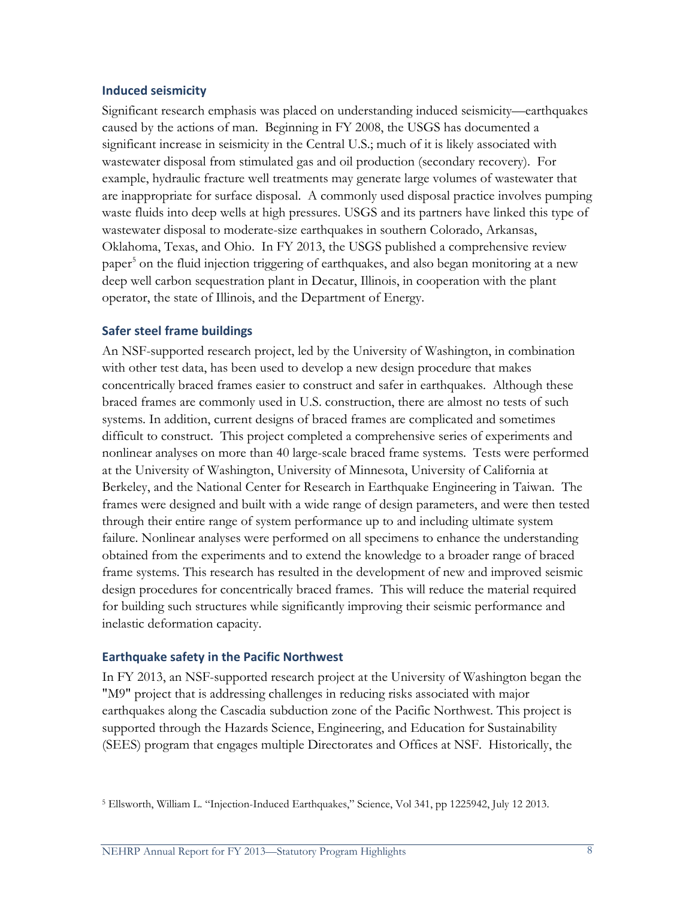### Induced seismicity

Significant research emphasis was placed on understanding induced seismicity—earthquakes caused by the actions of man. Beginning in FY 2008, the USGS has documented a significant increase in seismicity in the Central U.S.; much of it is likely associated with wastewater disposal from stimulated gas and oil production (secondary recovery). For example, hydraulic fracture well treatments may generate large volumes of wastewater that are inappropriate for surface disposal. A commonly used disposal practice involves pumping waste fluids into deep wells at high pressures. USGS and its partners have linked this type of wastewater disposal to moderate-size earthquakes in southern Colorado, Arkansas, Oklahoma, Texas, and Ohio. In FY 2013, the USGS published a comprehensive review paper[5] on the fluid injection triggering of earthquakes, and also began monitoring at a new deep well carbon sequestration plant in Decatur, Illinois, in cooperation with the plant operator, the state of Illinois, and the Department of Energy.

### Safer steel frame buildings

An NSF-supported research project, led by the University of Washington, in combination with other test data, has been used to develop a new design procedure that makes concentrically braced frames easier to construct and safer in earthquakes. Although these braced frames are commonly used in U.S. construction, there are almost no tests of such systems. In addition, current designs of braced frames are complicated and sometimes difficult to construct. This project completed a comprehensive series of experiments and nonlinear analyses on more than 40 large-scale braced frame systems. Tests were performed at the University of Washington, University of Minnesota, University of California at Berkeley, and the National Center for Research in Earthquake Engineering in Taiwan. The frames were designed and built with a wide range of design parameters, and were then tested through their entire range of system performance up to and including ultimate system failure. Nonlinear analyses were performed on all specimens to enhance the understanding obtained from the experiments and to extend the knowledge to a broader range of braced frame systems. This research has resulted in the development of new and improved seismic design procedures for concentrically braced frames. This will reduce the material required for building such structures while significantly improving their seismic performance and inelastic deformation capacity.

### Earthquake safety in the Pacific Northwest

In FY 2013, an NSF-supported research project at the University of Washington began the "M9" project that is addressing challenges in reducing risks associated with major earthquakes along the Cascadia subduction zone of the Pacific Northwest. This project is supported through the Hazards Science, Engineering, and Education for Sustainability (SEES) program that engages multiple Directorates and Offices at NSF. Historically, the

[5] Ellsworth, William L. "Injection-Induced Earthquakes," Science, Vol 341, pp 1225942, July 12 2013.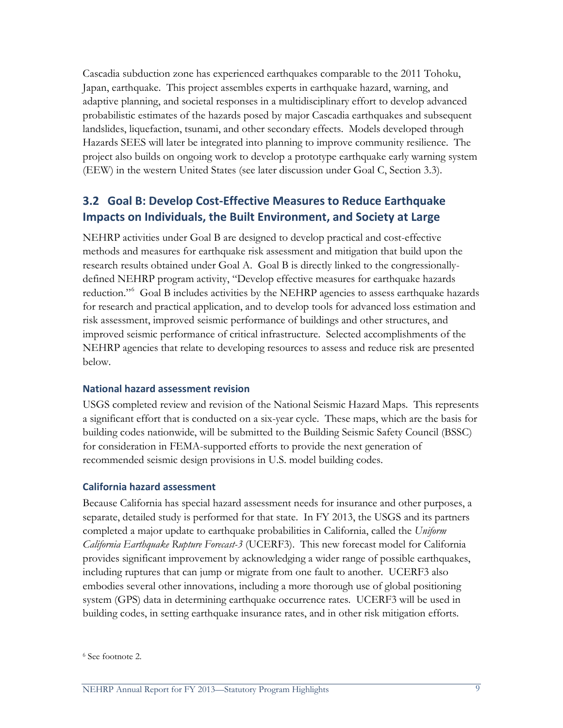Cascadia subduction zone has experienced earthquakes comparable to the 2011 Tohoku, Japan, earthquake. This project assembles experts in earthquake hazard, warning, and adaptive planning, and societal responses in a multidisciplinary effort to develop advanced probabilistic estimates of the hazards posed by major Cascadia earthquakes and subsequent landslides, liquefaction, tsunami, and other secondary effects. Models developed through Hazards SEES will later be integrated into planning to improve community resilience. The project also builds on ongoing work to develop a prototype earthquake early warning system (EEW) in the western United States (see later discussion under Goal C, Section 3.3).

## 3.2 Goal B: Develop Cost-Effective Measures to Reduce Earthquake Impacts on Individuals, the Built Environment, and Society at Large

NEHRP activities under Goal B are designed to develop practical and cost-effective methods and measures for earthquake risk assessment and mitigation that build upon the research results obtained under Goal A. Goal B is directly linked to the congressionally-defined NEHRP program activity, "Develop effective measures for earthquake hazards reduction."[6] Goal B includes activities by the NEHRP agencies to assess earthquake hazards for research and practical application, and to develop tools for advanced loss estimation and risk assessment, improved seismic performance of buildings and other structures, and improved seismic performance of critical infrastructure. Selected accomplishments of the NEHRP agencies that relate to developing resources to assess and reduce risk are presented below.

#### National hazard assessment revision

USGS completed review and revision of the National Seismic Hazard Maps. This represents a significant effort that is conducted on a six-year cycle. These maps, which are the basis for building codes nationwide, will be submitted to the Building Seismic Safety Council (BSSC) for consideration in FEMA-supported efforts to provide the next generation of recommended seismic design provisions in U.S. model building codes.

#### California hazard assessment

Because California has special hazard assessment needs for insurance and other purposes, a separate, detailed study is performed for that state. In FY 2013, the USGS and its partners completed a major update to earthquake probabilities in California, called the *Uniform California Earthquake Rupture Forecast-3* (UCERF3). This new forecast model for California provides significant improvement by acknowledging a wider range of possible earthquakes, including ruptures that can jump or migrate from one fault to another. UCERF3 also embodies several other innovations, including a more thorough use of global positioning system (GPS) data in determining earthquake occurrence rates. UCERF3 will be used in building codes, in setting earthquake insurance rates, and in other risk mitigation efforts.

[6] See footnote 2.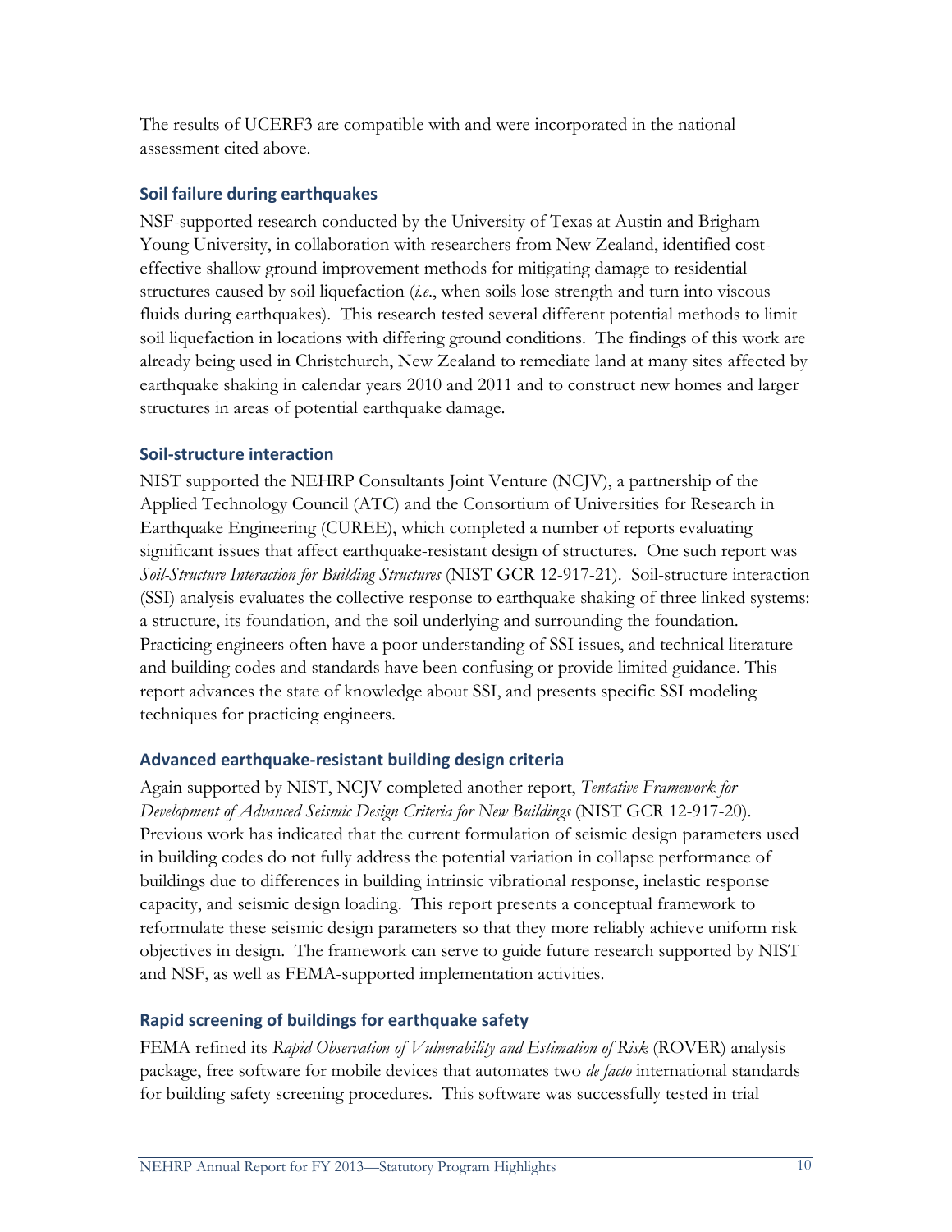The results of UCERF3 are compatible with and were incorporated in the national assessment cited above.

### Soil failure during earthquakes

NSF-supported research conducted by the University of Texas at Austin and Brigham Young University, in collaboration with researchers from New Zealand, identified cost-effective shallow ground improvement methods for mitigating damage to residential structures caused by soil liquefaction (*i.e.*, when soils lose strength and turn into viscous fluids during earthquakes). This research tested several different potential methods to limit soil liquefaction in locations with differing ground conditions. The findings of this work are already being used in Christchurch, New Zealand to remediate land at many sites affected by earthquake shaking in calendar years 2010 and 2011 and to construct new homes and larger structures in areas of potential earthquake damage.

### Soil-structure interaction

NIST supported the NEHRP Consultants Joint Venture (NCJV), a partnership of the Applied Technology Council (ATC) and the Consortium of Universities for Research in Earthquake Engineering (CUREE), which completed a number of reports evaluating significant issues that affect earthquake-resistant design of structures. One such report was *Soil-Structure Interaction for Building Structures* (NIST GCR 12-917-21). Soil-structure interaction (SSI) analysis evaluates the collective response to earthquake shaking of three linked systems: a structure, its foundation, and the soil underlying and surrounding the foundation. Practicing engineers often have a poor understanding of SSI issues, and technical literature and building codes and standards have been confusing or provide limited guidance. This report advances the state of knowledge about SSI, and presents specific SSI modeling techniques for practicing engineers.

### Advanced earthquake-resistant building design criteria

Again supported by NIST, NCJV completed another report, *Tentative Framework for Development of Advanced Seismic Design Criteria for New Buildings* (NIST GCR 12-917-20). Previous work has indicated that the current formulation of seismic design parameters used in building codes do not fully address the potential variation in collapse performance of buildings due to differences in building intrinsic vibrational response, inelastic response capacity, and seismic design loading. This report presents a conceptual framework to reformulate these seismic design parameters so that they more reliably achieve uniform risk objectives in design. The framework can serve to guide future research supported by NIST and NSF, as well as FEMA-supported implementation activities.

### Rapid screening of buildings for earthquake safety

FEMA refined its *Rapid Observation of Vulnerability and Estimation of Risk* (ROVER) analysis package, free software for mobile devices that automates two *de facto* international standards for building safety screening procedures. This software was successfully tested in trial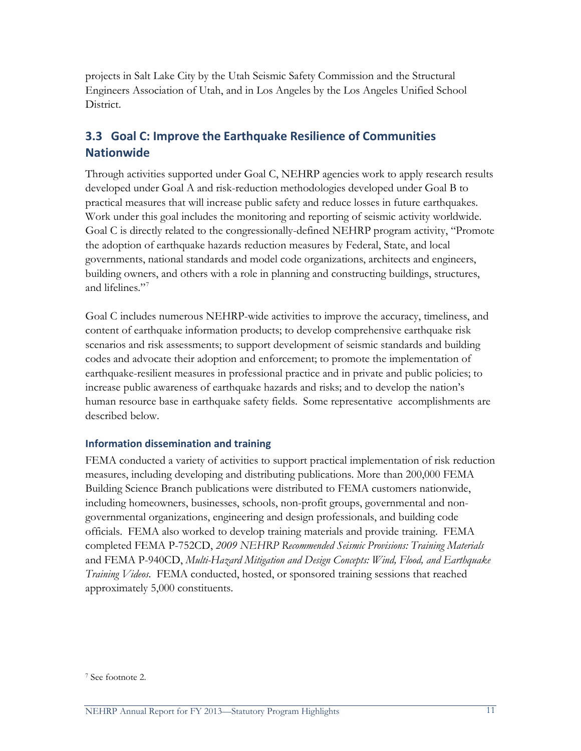projects in Salt Lake City by the Utah Seismic Safety Commission and the Structural Engineers Association of Utah, and in Los Angeles by the Los Angeles Unified School District.

## 3.3 Goal C: Improve the Earthquake Resilience of Communities Nationwide

Through activities supported under Goal C, NEHRP agencies work to apply research results developed under Goal A and risk-reduction methodologies developed under Goal B to practical measures that will increase public safety and reduce losses in future earthquakes. Work under this goal includes the monitoring and reporting of seismic activity worldwide. Goal C is directly related to the congressionally-defined NEHRP program activity, "Promote the adoption of earthquake hazards reduction measures by Federal, State, and local governments, national standards and model code organizations, architects and engineers, building owners, and others with a role in planning and constructing buildings, structures, and lifelines."[7]

Goal C includes numerous NEHRP-wide activities to improve the accuracy, timeliness, and content of earthquake information products; to develop comprehensive earthquake risk scenarios and risk assessments; to support development of seismic standards and building codes and advocate their adoption and enforcement; to promote the implementation of earthquake-resilient measures in professional practice and in private and public policies; to increase public awareness of earthquake hazards and risks; and to develop the nation's human resource base in earthquake safety fields. Some representative accomplishments are described below.

### Information dissemination and training

FEMA conducted a variety of activities to support practical implementation of risk reduction measures, including developing and distributing publications. More than 200,000 FEMA Building Science Branch publications were distributed to FEMA customers nationwide, including homeowners, businesses, schools, non-profit groups, governmental and non-governmental organizations, engineering and design professionals, and building code officials. FEMA also worked to develop training materials and provide training. FEMA completed FEMA P-752CD, *2009 NEHRP Recommended Seismic Provisions: Training Materials* and FEMA P-940CD, *Multi-Hazard Mitigation and Design Concepts: Wind, Flood, and Earthquake Training Videos*. FEMA conducted, hosted, or sponsored training sessions that reached approximately 5,000 constituents.

[7] See footnote 2.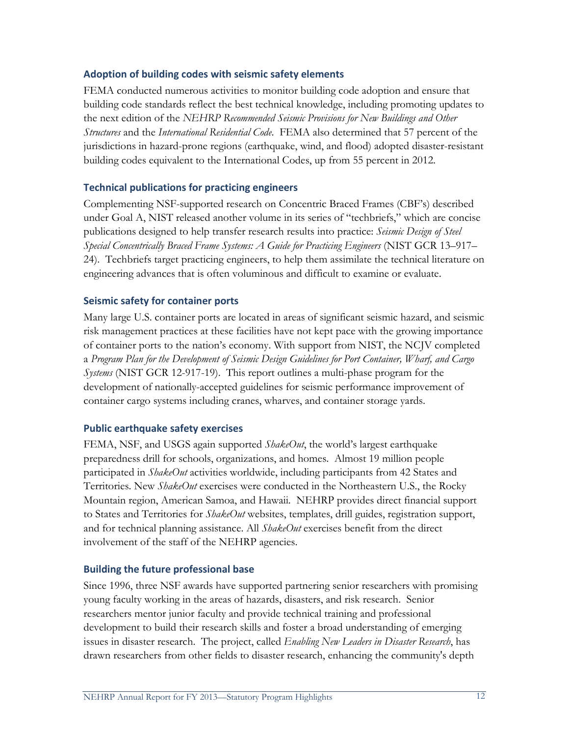### Adoption of building codes with seismic safety elements

FEMA conducted numerous activities to monitor building code adoption and ensure that building code standards reflect the best technical knowledge, including promoting updates to the next edition of the *NEHRP Recommended Seismic Provisions for New Buildings and Other Structures* and the *International Residential Code*. FEMA also determined that 57 percent of the jurisdictions in hazard-prone regions (earthquake, wind, and flood) adopted disaster-resistant building codes equivalent to the International Codes, up from 55 percent in 2012.

### Technical publications for practicing engineers

Complementing NSF-supported research on Concentric Braced Frames (CBF's) described under Goal A, NIST released another volume in its series of "techbriefs," which are concise publications designed to help transfer research results into practice: *Seismic Design of Steel Special Concentrically Braced Frame Systems: A Guide for Practicing Engineers* (NIST GCR 13–917–24). Techbriefs target practicing engineers, to help them assimilate the technical literature on engineering advances that is often voluminous and difficult to examine or evaluate.

### Seismic safety for container ports

Many large U.S. container ports are located in areas of significant seismic hazard, and seismic risk management practices at these facilities have not kept pace with the growing importance of container ports to the nation's economy. With support from NIST, the NCJV completed a *Program Plan for the Development of Seismic Design Guidelines for Port Container, Wharf, and Cargo Systems* (NIST GCR 12-917-19). This report outlines a multi-phase program for the development of nationally-accepted guidelines for seismic performance improvement of container cargo systems including cranes, wharves, and container storage yards.

### Public earthquake safety exercises

FEMA, NSF, and USGS again supported *ShakeOut*, the world's largest earthquake preparedness drill for schools, organizations, and homes. Almost 19 million people participated in *ShakeOut* activities worldwide, including participants from 42 States and Territories. New *ShakeOut* exercises were conducted in the Northeastern U.S., the Rocky Mountain region, American Samoa, and Hawaii. NEHRP provides direct financial support to States and Territories for *ShakeOut* websites, templates, drill guides, registration support, and for technical planning assistance. All *ShakeOut* exercises benefit from the direct involvement of the staff of the NEHRP agencies.

### Building the future professional base

Since 1996, three NSF awards have supported partnering senior researchers with promising young faculty working in the areas of hazards, disasters, and risk research. Senior researchers mentor junior faculty and provide technical training and professional development to build their research skills and foster a broad understanding of emerging issues in disaster research. The project, called *Enabling New Leaders in Disaster Research*, has drawn researchers from other fields to disaster research, enhancing the community's depth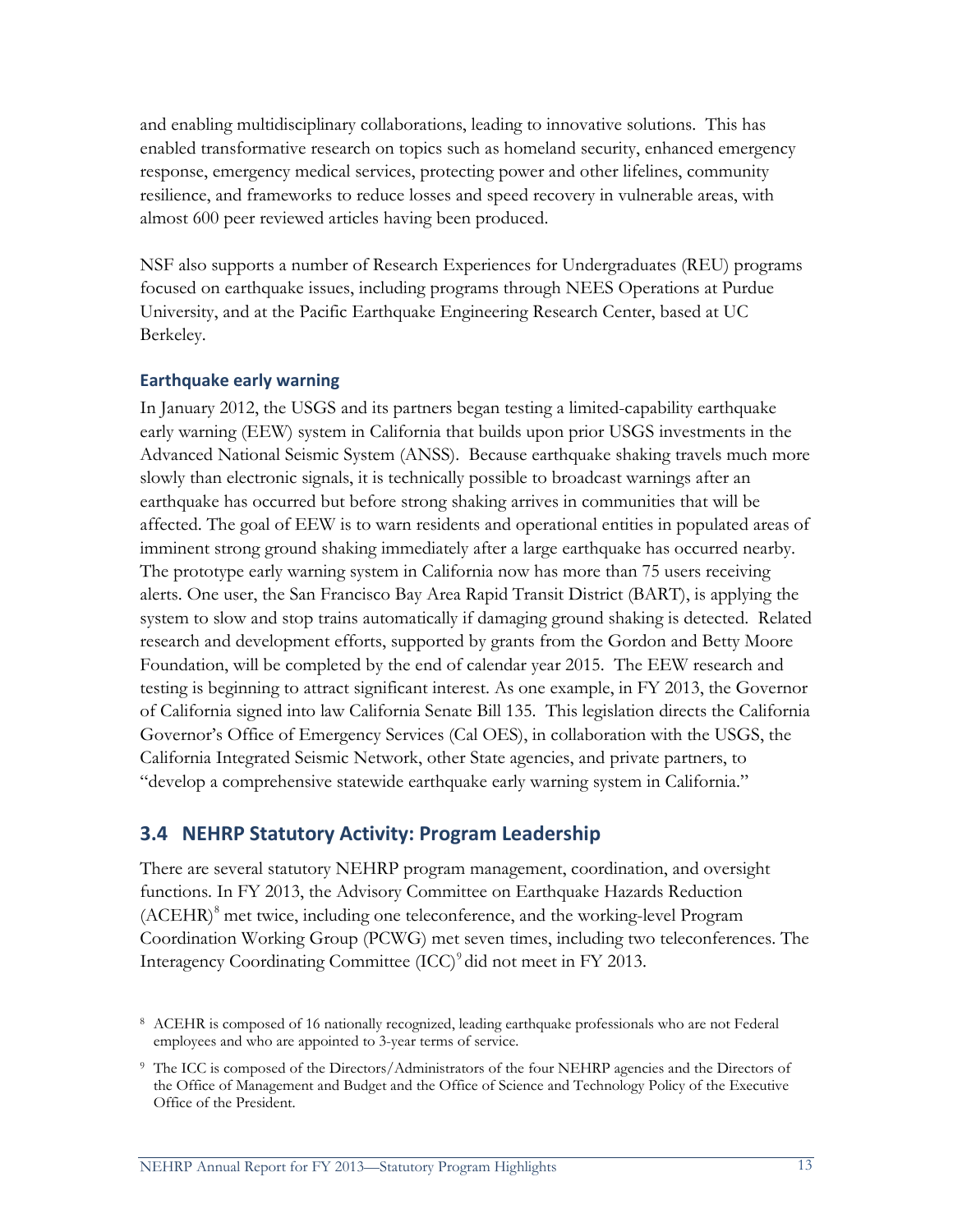and enabling multidisciplinary collaborations, leading to innovative solutions. This has enabled transformative research on topics such as homeland security, enhanced emergency response, emergency medical services, protecting power and other lifelines, community resilience, and frameworks to reduce losses and speed recovery in vulnerable areas, with almost 600 peer reviewed articles having been produced.

NSF also supports a number of Research Experiences for Undergraduates (REU) programs focused on earthquake issues, including programs through NEES Operations at Purdue University, and at the Pacific Earthquake Engineering Research Center, based at UC Berkeley.

### Earthquake early warning

In January 2012, the USGS and its partners began testing a limited-capability earthquake early warning (EEW) system in California that builds upon prior USGS investments in the Advanced National Seismic System (ANSS). Because earthquake shaking travels much more slowly than electronic signals, it is technically possible to broadcast warnings after an earthquake has occurred but before strong shaking arrives in communities that will be affected. The goal of EEW is to warn residents and operational entities in populated areas of imminent strong ground shaking immediately after a large earthquake has occurred nearby. The prototype early warning system in California now has more than 75 users receiving alerts. One user, the San Francisco Bay Area Rapid Transit District (BART), is applying the system to slow and stop trains automatically if damaging ground shaking is detected. Related research and development efforts, supported by grants from the Gordon and Betty Moore Foundation, will be completed by the end of calendar year 2015. The EEW research and testing is beginning to attract significant interest. As one example, in FY 2013, the Governor of California signed into law California Senate Bill 135. This legislation directs the California Governor's Office of Emergency Services (Cal OES), in collaboration with the USGS, the California Integrated Seismic Network, other State agencies, and private partners, to "develop a comprehensive statewide earthquake early warning system in California."

## 3.4 NEHRP Statutory Activity: Program Leadership

There are several statutory NEHRP program management, coordination, and oversight functions. In FY 2013, the Advisory Committee on Earthquake Hazards Reduction (ACEHR)[8] met twice, including one teleconference, and the working-level Program Coordination Working Group (PCWG) met seven times, including two teleconferences. The Interagency Coordinating Committee (ICC)[9] did not meet in FY 2013.

[8] ACEHR is composed of 16 nationally recognized, leading earthquake professionals who are not Federal employees and who are appointed to 3-year terms of service.

[9] The ICC is composed of the Directors/Administrators of the four NEHRP agencies and the Directors of the Office of Management and Budget and the Office of Science and Technology Policy of the Executive Office of the President.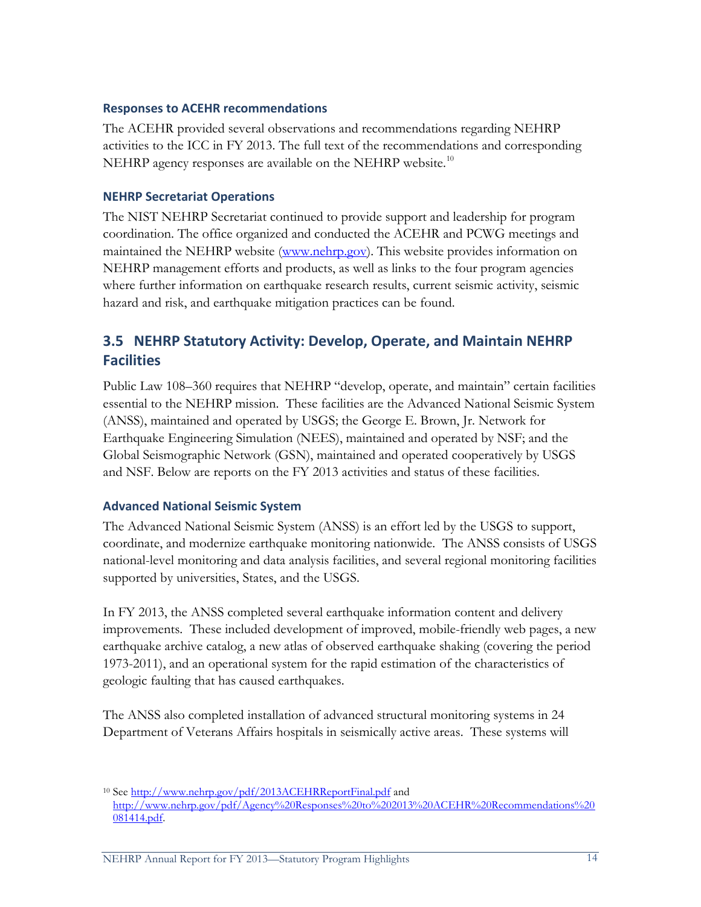### Responses to ACEHR recommendations

The ACEHR provided several observations and recommendations regarding NEHRP activities to the ICC in FY 2013. The full text of the recommendations and corresponding NEHRP agency responses are available on the NEHRP website.[10]

### NEHRP Secretariat Operations

The NIST NEHRP Secretariat continued to provide support and leadership for program coordination. The office organized and conducted the ACEHR and PCWG meetings and maintained the NEHRP website (www.nehrp.gov). This website provides information on NEHRP management efforts and products, as well as links to the four program agencies where further information on earthquake research results, current seismic activity, seismic hazard and risk, and earthquake mitigation practices can be found.

## 3.5 NEHRP Statutory Activity: Develop, Operate, and Maintain NEHRP Facilities

Public Law 108–360 requires that NEHRP "develop, operate, and maintain" certain facilities essential to the NEHRP mission. These facilities are the Advanced National Seismic System (ANSS), maintained and operated by USGS; the George E. Brown, Jr. Network for Earthquake Engineering Simulation (NEES), maintained and operated by NSF; and the Global Seismographic Network (GSN), maintained and operated cooperatively by USGS and NSF. Below are reports on the FY 2013 activities and status of these facilities.

### Advanced National Seismic System

The Advanced National Seismic System (ANSS) is an effort led by the USGS to support, coordinate, and modernize earthquake monitoring nationwide. The ANSS consists of USGS national-level monitoring and data analysis facilities, and several regional monitoring facilities supported by universities, States, and the USGS.

In FY 2013, the ANSS completed several earthquake information content and delivery improvements. These included development of improved, mobile-friendly web pages, a new earthquake archive catalog, a new atlas of observed earthquake shaking (covering the period 1973-2011), and an operational system for the rapid estimation of the characteristics of geologic faulting that has caused earthquakes.

The ANSS also completed installation of advanced structural monitoring systems in 24 Department of Veterans Affairs hospitals in seismically active areas. These systems will

[10] See http://www.nehrp.gov/pdf/2013ACEHRReportFinal.pdf and http://www.nehrp.gov/pdf/Agency%20Responses%20to%202013%20ACEHR%20Recommendations%20081414.pdf.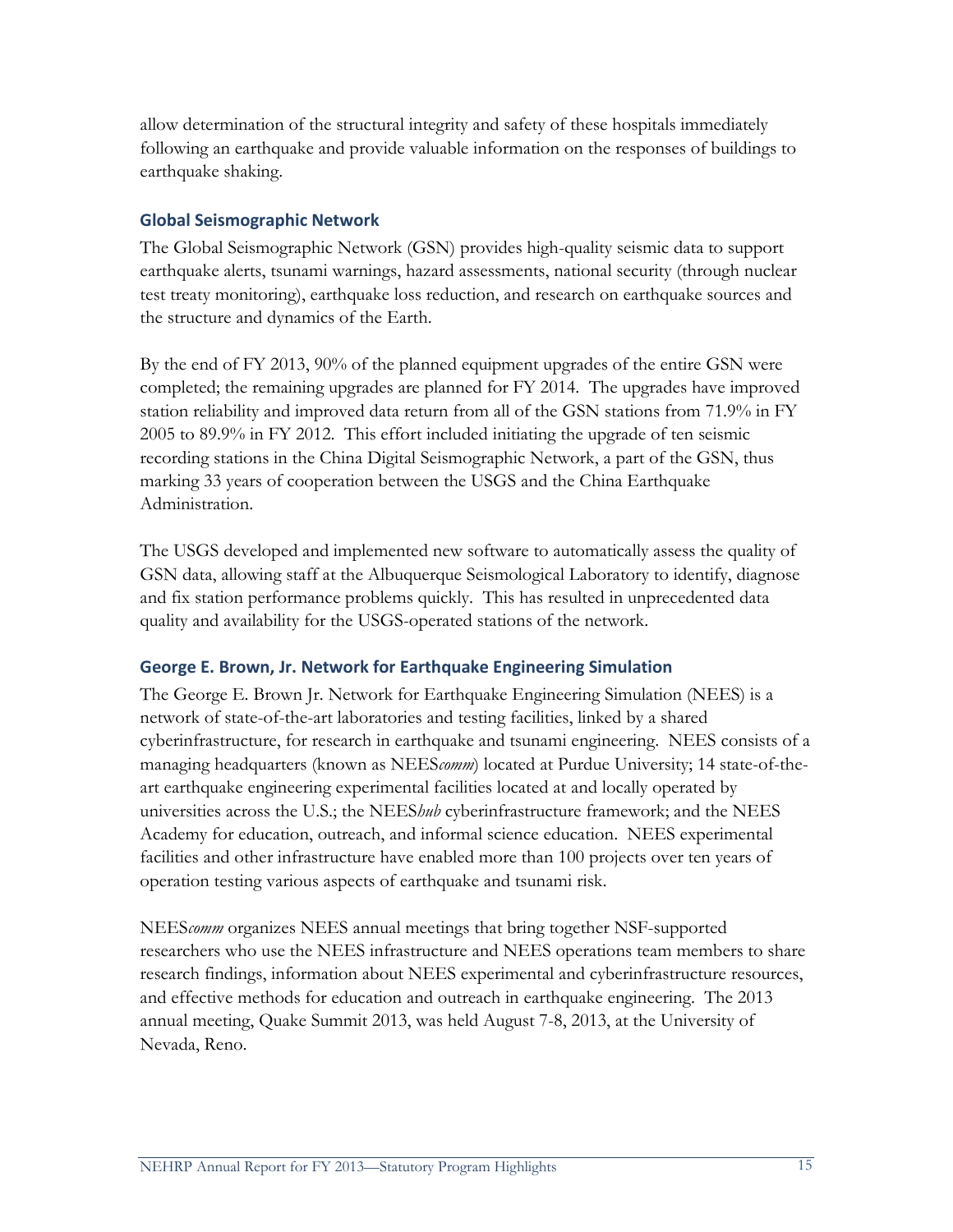allow determination of the structural integrity and safety of these hospitals immediately following an earthquake and provide valuable information on the responses of buildings to earthquake shaking.

### Global Seismographic Network

The Global Seismographic Network (GSN) provides high-quality seismic data to support earthquake alerts, tsunami warnings, hazard assessments, national security (through nuclear test treaty monitoring), earthquake loss reduction, and research on earthquake sources and the structure and dynamics of the Earth.

By the end of FY 2013, 90% of the planned equipment upgrades of the entire GSN were completed; the remaining upgrades are planned for FY 2014. The upgrades have improved station reliability and improved data return from all of the GSN stations from 71.9% in FY 2005 to 89.9% in FY 2012. This effort included initiating the upgrade of ten seismic recording stations in the China Digital Seismographic Network, a part of the GSN, thus marking 33 years of cooperation between the USGS and the China Earthquake Administration.

The USGS developed and implemented new software to automatically assess the quality of GSN data, allowing staff at the Albuquerque Seismological Laboratory to identify, diagnose and fix station performance problems quickly. This has resulted in unprecedented data quality and availability for the USGS-operated stations of the network.

### George E. Brown, Jr. Network for Earthquake Engineering Simulation

The George E. Brown Jr. Network for Earthquake Engineering Simulation (NEES) is a network of state-of-the-art laboratories and testing facilities, linked by a shared cyberinfrastructure, for research in earthquake and tsunami engineering. NEES consists of a managing headquarters (known as NEES*comm*) located at Purdue University; 14 state-of-the-art earthquake engineering experimental facilities located at and locally operated by universities across the U.S.; the NEES*hub* cyberinfrastructure framework; and the NEES Academy for education, outreach, and informal science education. NEES experimental facilities and other infrastructure have enabled more than 100 projects over ten years of operation testing various aspects of earthquake and tsunami risk.

NEES*comm* organizes NEES annual meetings that bring together NSF-supported researchers who use the NEES infrastructure and NEES operations team members to share research findings, information about NEES experimental and cyberinfrastructure resources, and effective methods for education and outreach in earthquake engineering. The 2013 annual meeting, Quake Summit 2013, was held August 7-8, 2013, at the University of Nevada, Reno.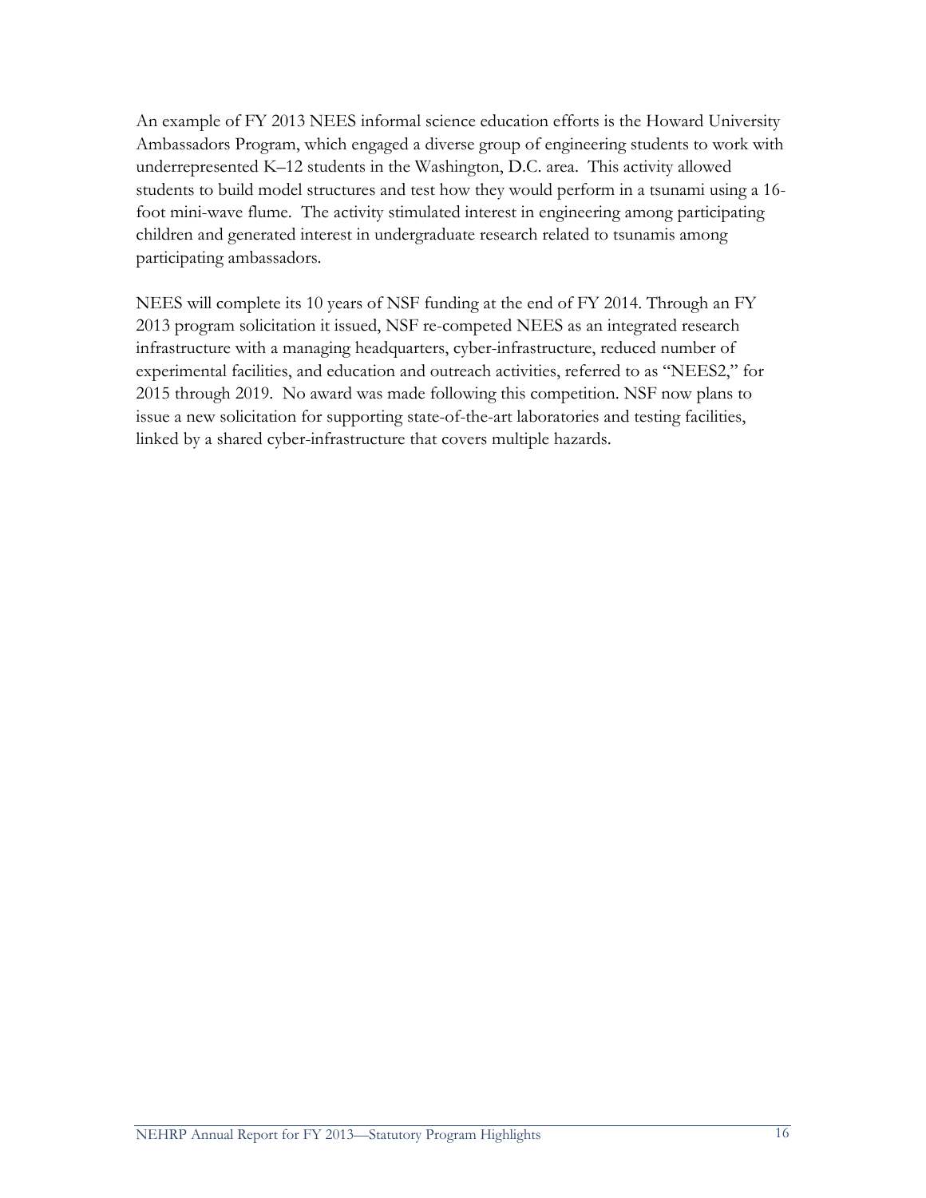An example of FY 2013 NEES informal science education efforts is the Howard University Ambassadors Program, which engaged a diverse group of engineering students to work with underrepresented K–12 students in the Washington, D.C. area. This activity allowed students to build model structures and test how they would perform in a tsunami using a 16-foot mini-wave flume. The activity stimulated interest in engineering among participating children and generated interest in undergraduate research related to tsunamis among participating ambassadors.

NEES will complete its 10 years of NSF funding at the end of FY 2014. Through an FY 2013 program solicitation it issued, NSF re-competed NEES as an integrated research infrastructure with a managing headquarters, cyber-infrastructure, reduced number of experimental facilities, and education and outreach activities, referred to as "NEES2," for 2015 through 2019. No award was made following this competition. NSF now plans to issue a new solicitation for supporting state-of-the-art laboratories and testing facilities, linked by a shared cyber-infrastructure that covers multiple hazards.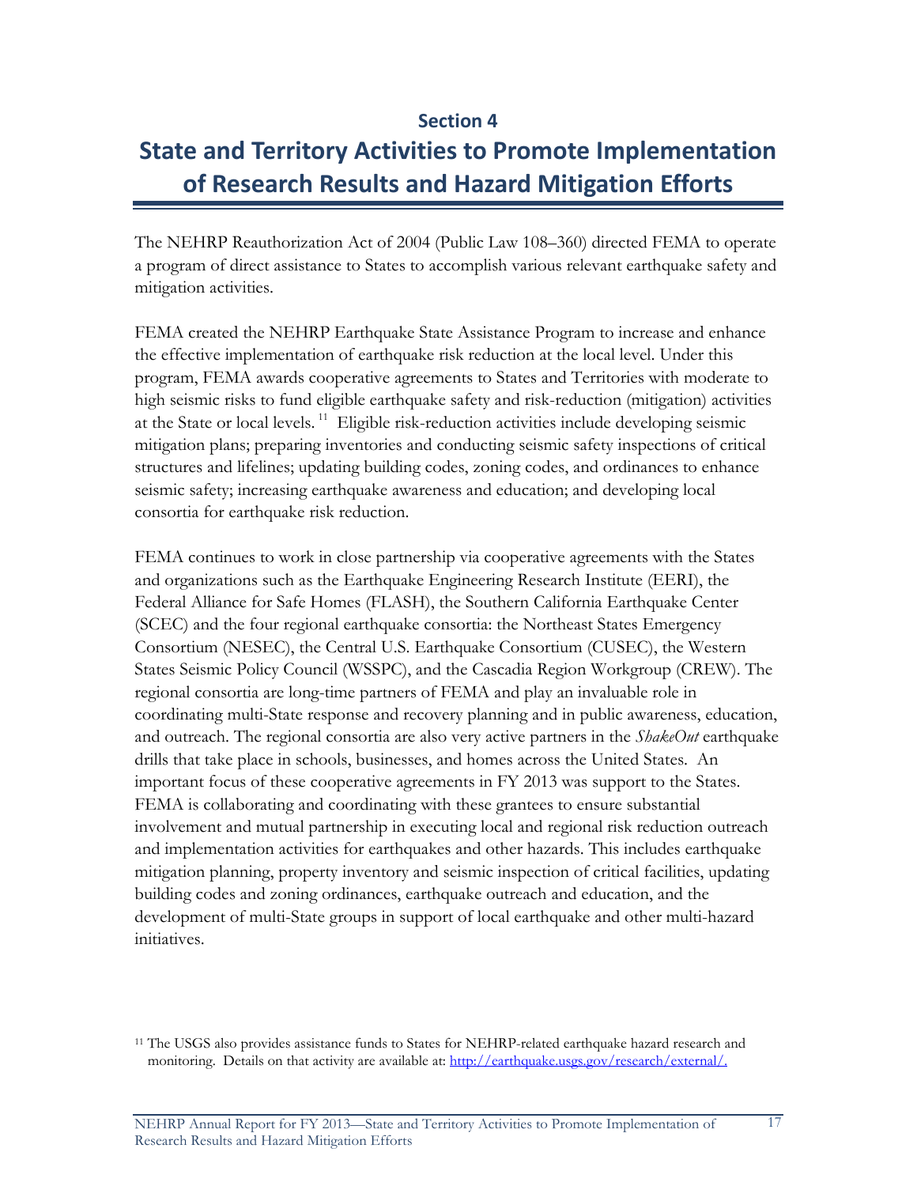## Section 4

# State and Territory Activities to Promote Implementation of Research Results and Hazard Mitigation Efforts

The NEHRP Reauthorization Act of 2004 (Public Law 108–360) directed FEMA to operate a program of direct assistance to States to accomplish various relevant earthquake safety and mitigation activities.

FEMA created the NEHRP Earthquake State Assistance Program to increase and enhance the effective implementation of earthquake risk reduction at the local level. Under this program, FEMA awards cooperative agreements to States and Territories with moderate to high seismic risks to fund eligible earthquake safety and risk-reduction (mitigation) activities at the State or local levels.[11] Eligible risk-reduction activities include developing seismic mitigation plans; preparing inventories and conducting seismic safety inspections of critical structures and lifelines; updating building codes, zoning codes, and ordinances to enhance seismic safety; increasing earthquake awareness and education; and developing local consortia for earthquake risk reduction.

FEMA continues to work in close partnership via cooperative agreements with the States and organizations such as the Earthquake Engineering Research Institute (EERI), the Federal Alliance for Safe Homes (FLASH), the Southern California Earthquake Center (SCEC) and the four regional earthquake consortia: the Northeast States Emergency Consortium (NESEC), the Central U.S. Earthquake Consortium (CUSEC), the Western States Seismic Policy Council (WSSPC), and the Cascadia Region Workgroup (CREW). The regional consortia are long-time partners of FEMA and play an invaluable role in coordinating multi-State response and recovery planning and in public awareness, education, and outreach. The regional consortia are also very active partners in the *ShakeOut* earthquake drills that take place in schools, businesses, and homes across the United States. An important focus of these cooperative agreements in FY 2013 was support to the States. FEMA is collaborating and coordinating with these grantees to ensure substantial involvement and mutual partnership in executing local and regional risk reduction outreach and implementation activities for earthquakes and other hazards. This includes earthquake mitigation planning, property inventory and seismic inspection of critical facilities, updating building codes and zoning ordinances, earthquake outreach and education, and the development of multi-State groups in support of local earthquake and other multi-hazard initiatives.

[11] The USGS also provides assistance funds to States for NEHRP-related earthquake hazard research and monitoring. Details on that activity are available at: http://earthquake.usgs.gov/research/external/.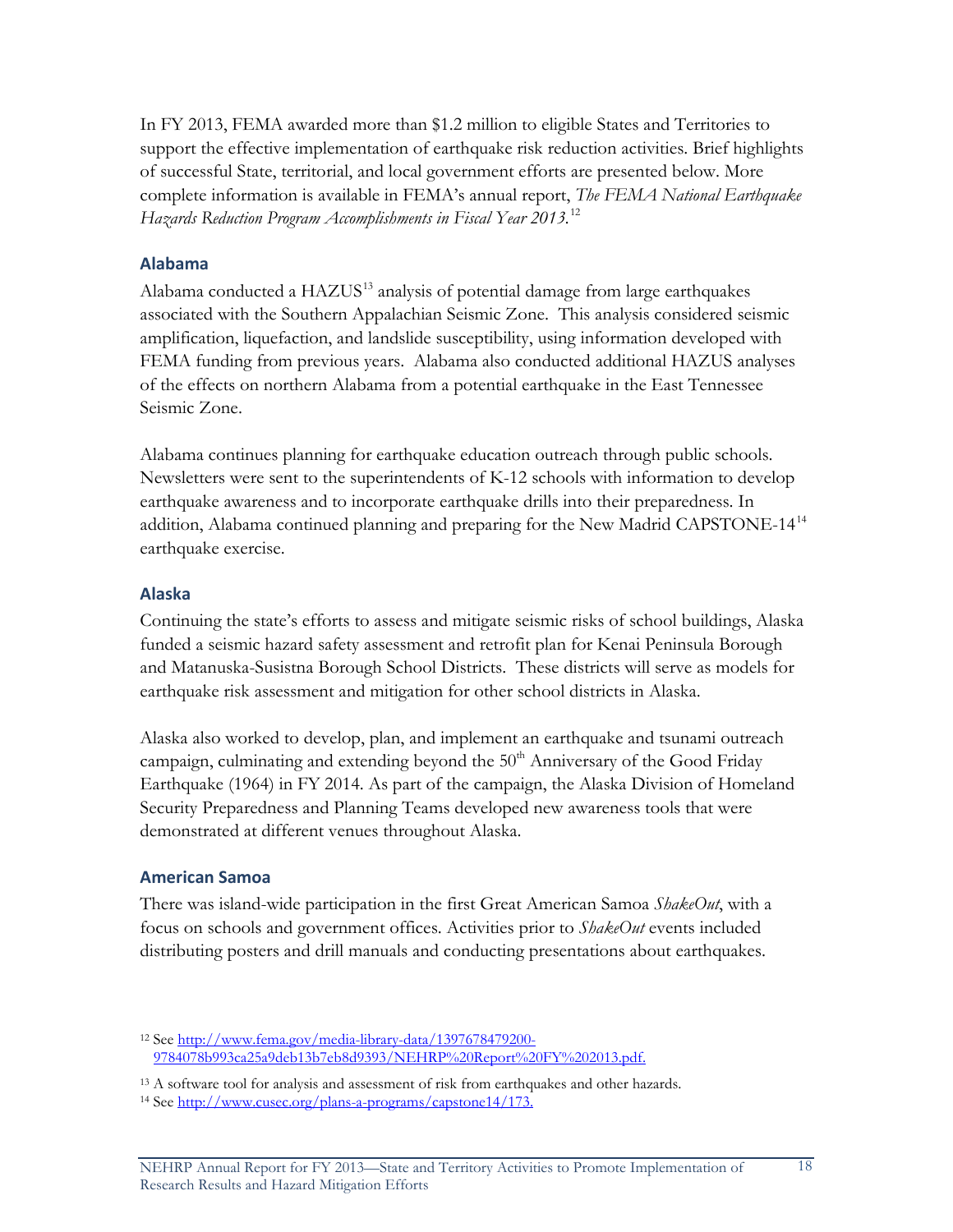In FY 2013, FEMA awarded more than $1.2 million to eligible States and Territories to support the effective implementation of earthquake risk reduction activities. Brief highlights of successful State, territorial, and local government efforts are presented below. More complete information is available in FEMA's annual report, *The FEMA National Earthquake Hazards Reduction Program Accomplishments in Fiscal Year 2013.*[12]

### Alabama

Alabama conducted a HAZUS[13] analysis of potential damage from large earthquakes associated with the Southern Appalachian Seismic Zone. This analysis considered seismic amplification, liquefaction, and landslide susceptibility, using information developed with FEMA funding from previous years. Alabama also conducted additional HAZUS analyses of the effects on northern Alabama from a potential earthquake in the East Tennessee Seismic Zone.

Alabama continues planning for earthquake education outreach through public schools. Newsletters were sent to the superintendents of K-12 schools with information to develop earthquake awareness and to incorporate earthquake drills into their preparedness. In addition, Alabama continued planning and preparing for the New Madrid CAPSTONE-14[14] earthquake exercise.

### Alaska

Continuing the state's efforts to assess and mitigate seismic risks of school buildings, Alaska funded a seismic hazard safety assessment and retrofit plan for Kenai Peninsula Borough and Matanuska-Susistna Borough School Districts. These districts will serve as models for earthquake risk assessment and mitigation for other school districts in Alaska.

Alaska also worked to develop, plan, and implement an earthquake and tsunami outreach campaign, culminating and extending beyond the 50th Anniversary of the Good Friday Earthquake (1964) in FY 2014. As part of the campaign, the Alaska Division of Homeland Security Preparedness and Planning Teams developed new awareness tools that were demonstrated at different venues throughout Alaska.

### American Samoa

There was island-wide participation in the first Great American Samoa *ShakeOut*, with a focus on schools and government offices. Activities prior to *ShakeOut* events included distributing posters and drill manuals and conducting presentations about earthquakes.

---

[12] See http://www.fema.gov/media-library-data/1397678479200-9784078b993ca25a9deb13b7eb8d9393/NEHRP%20Report%20FY%202013.pdf.

[13] A software tool for analysis and assessment of risk from earthquakes and other hazards.

[14] See http://www.cusec.org/plans-a-programs/capstone14/173.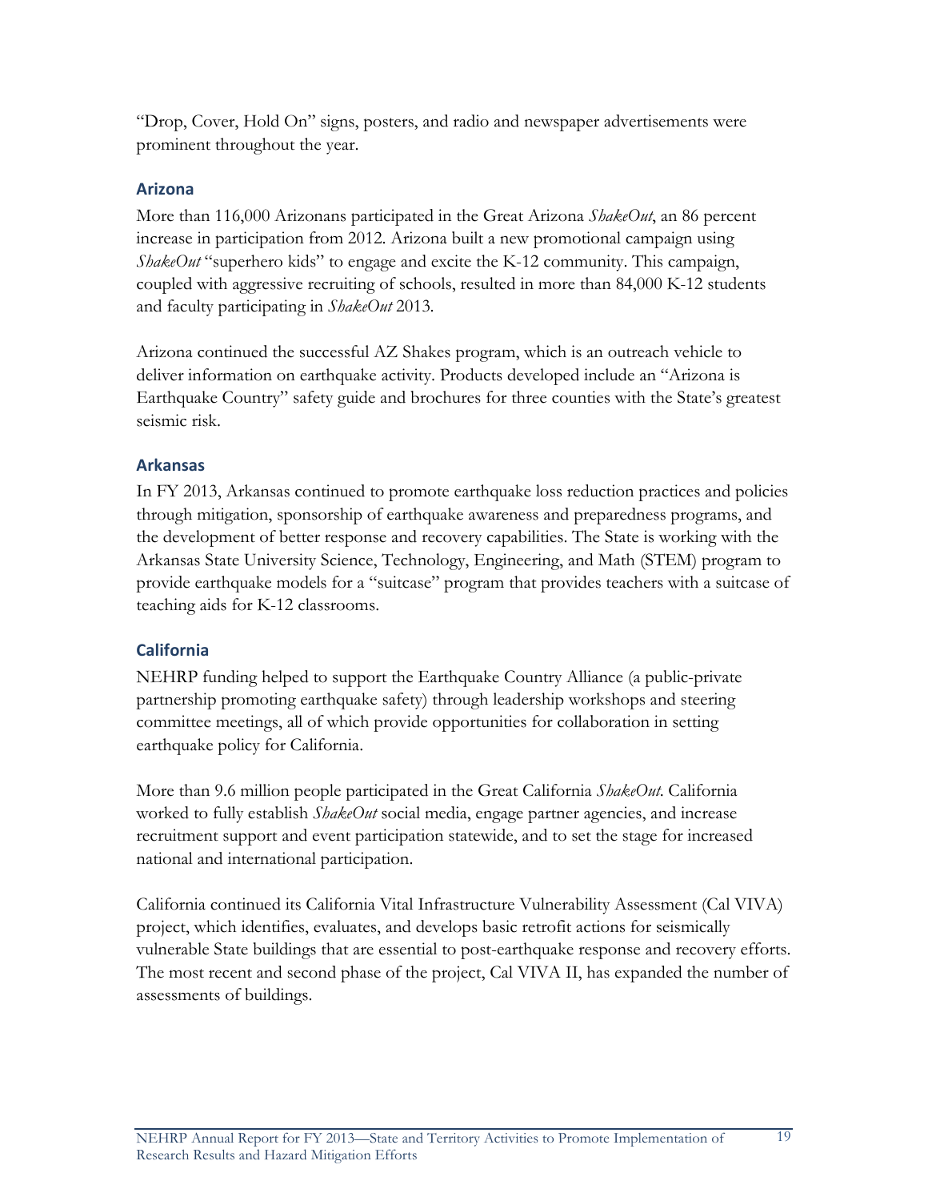"Drop, Cover, Hold On" signs, posters, and radio and newspaper advertisements were prominent throughout the year.

### Arizona

More than 116,000 Arizonans participated in the Great Arizona *ShakeOut*, an 86 percent increase in participation from 2012. Arizona built a new promotional campaign using *ShakeOut* "superhero kids" to engage and excite the K-12 community. This campaign, coupled with aggressive recruiting of schools, resulted in more than 84,000 K-12 students and faculty participating in *ShakeOut* 2013.

Arizona continued the successful AZ Shakes program, which is an outreach vehicle to deliver information on earthquake activity. Products developed include an "Arizona is Earthquake Country" safety guide and brochures for three counties with the State's greatest seismic risk.

### Arkansas

In FY 2013, Arkansas continued to promote earthquake loss reduction practices and policies through mitigation, sponsorship of earthquake awareness and preparedness programs, and the development of better response and recovery capabilities. The State is working with the Arkansas State University Science, Technology, Engineering, and Math (STEM) program to provide earthquake models for a "suitcase" program that provides teachers with a suitcase of teaching aids for K-12 classrooms.

### California

NEHRP funding helped to support the Earthquake Country Alliance (a public-private partnership promoting earthquake safety) through leadership workshops and steering committee meetings, all of which provide opportunities for collaboration in setting earthquake policy for California.

More than 9.6 million people participated in the Great California *ShakeOut*. California worked to fully establish *ShakeOut* social media, engage partner agencies, and increase recruitment support and event participation statewide, and to set the stage for increased national and international participation.

California continued its California Vital Infrastructure Vulnerability Assessment (Cal VIVA) project, which identifies, evaluates, and develops basic retrofit actions for seismically vulnerable State buildings that are essential to post-earthquake response and recovery efforts. The most recent and second phase of the project, Cal VIVA II, has expanded the number of assessments of buildings.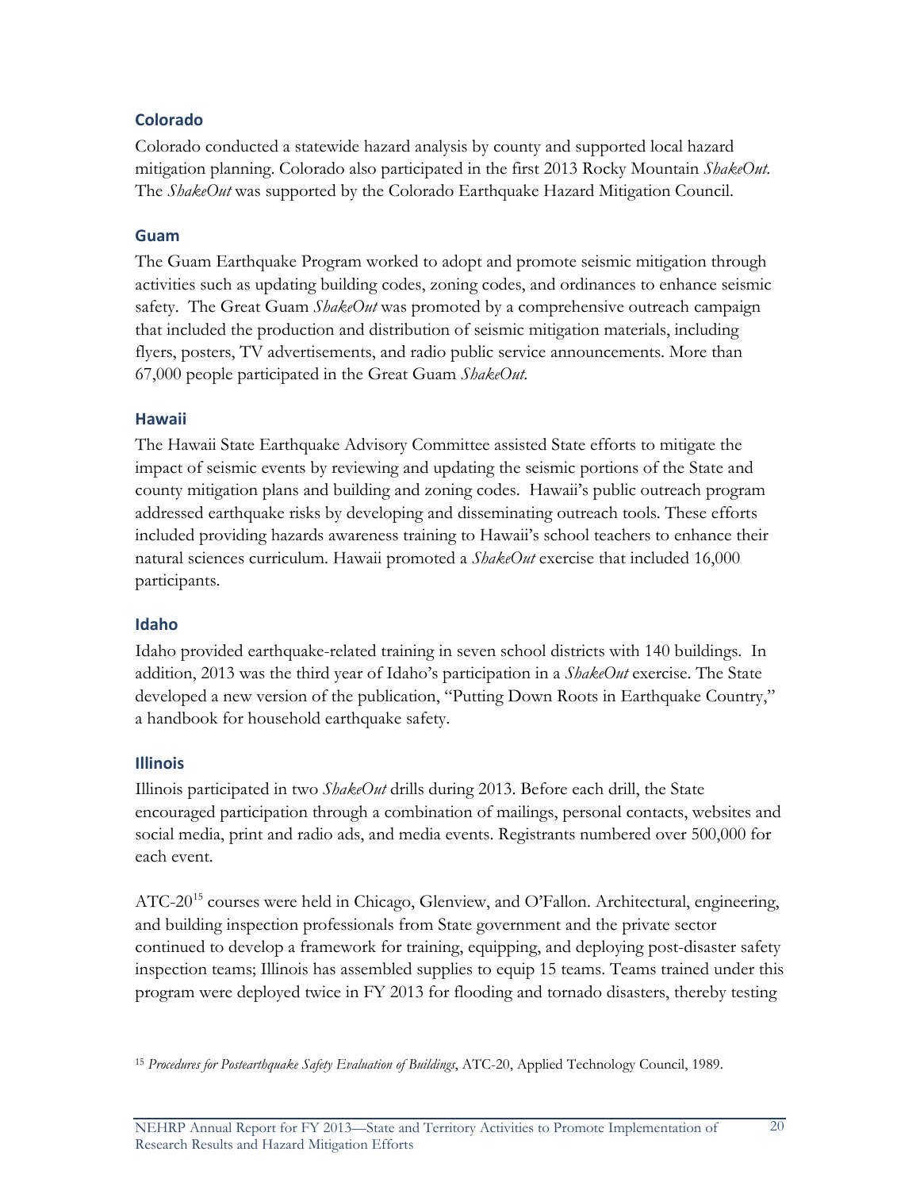### Colorado

Colorado conducted a statewide hazard analysis by county and supported local hazard mitigation planning. Colorado also participated in the first 2013 Rocky Mountain *ShakeOut*. The *ShakeOut* was supported by the Colorado Earthquake Hazard Mitigation Council.

### Guam

The Guam Earthquake Program worked to adopt and promote seismic mitigation through activities such as updating building codes, zoning codes, and ordinances to enhance seismic safety. The Great Guam *ShakeOut* was promoted by a comprehensive outreach campaign that included the production and distribution of seismic mitigation materials, including flyers, posters, TV advertisements, and radio public service announcements. More than 67,000 people participated in the Great Guam *ShakeOut*.

### Hawaii

The Hawaii State Earthquake Advisory Committee assisted State efforts to mitigate the impact of seismic events by reviewing and updating the seismic portions of the State and county mitigation plans and building and zoning codes. Hawaii's public outreach program addressed earthquake risks by developing and disseminating outreach tools. These efforts included providing hazards awareness training to Hawaii's school teachers to enhance their natural sciences curriculum. Hawaii promoted a *ShakeOut* exercise that included 16,000 participants.

### Idaho

Idaho provided earthquake-related training in seven school districts with 140 buildings. In addition, 2013 was the third year of Idaho's participation in a *ShakeOut* exercise. The State developed a new version of the publication, "Putting Down Roots in Earthquake Country," a handbook for household earthquake safety.

### Illinois

Illinois participated in two *ShakeOut* drills during 2013. Before each drill, the State encouraged participation through a combination of mailings, personal contacts, websites and social media, print and radio ads, and media events. Registrants numbered over 500,000 for each event.

ATC-20[15] courses were held in Chicago, Glenview, and O'Fallon. Architectural, engineering, and building inspection professionals from State government and the private sector continued to develop a framework for training, equipping, and deploying post-disaster safety inspection teams; Illinois has assembled supplies to equip 15 teams. Teams trained under this program were deployed twice in FY 2013 for flooding and tornado disasters, thereby testing

[15] *Procedures for Postearthquake Safety Evaluation of Buildings*, ATC-20, Applied Technology Council, 1989.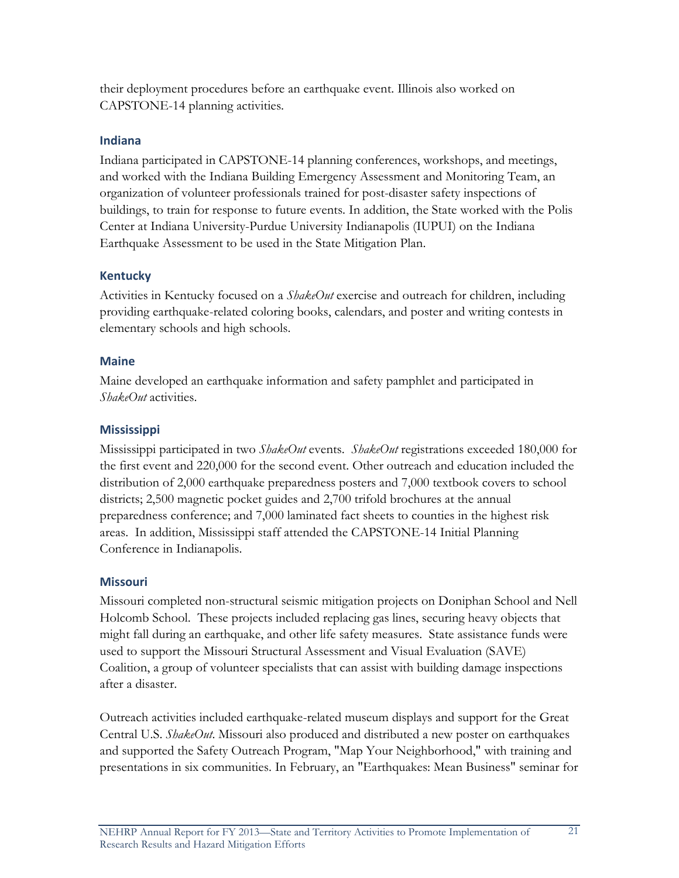their deployment procedures before an earthquake event. Illinois also worked on CAPSTONE-14 planning activities.

### Indiana

Indiana participated in CAPSTONE-14 planning conferences, workshops, and meetings, and worked with the Indiana Building Emergency Assessment and Monitoring Team, an organization of volunteer professionals trained for post-disaster safety inspections of buildings, to train for response to future events. In addition, the State worked with the Polis Center at Indiana University-Purdue University Indianapolis (IUPUI) on the Indiana Earthquake Assessment to be used in the State Mitigation Plan.

### Kentucky

Activities in Kentucky focused on a *ShakeOut* exercise and outreach for children, including providing earthquake-related coloring books, calendars, and poster and writing contests in elementary schools and high schools.

### Maine

Maine developed an earthquake information and safety pamphlet and participated in *ShakeOut* activities.

### Mississippi

Mississippi participated in two *ShakeOut* events. *ShakeOut* registrations exceeded 180,000 for the first event and 220,000 for the second event. Other outreach and education included the distribution of 2,000 earthquake preparedness posters and 7,000 textbook covers to school districts; 2,500 magnetic pocket guides and 2,700 trifold brochures at the annual preparedness conference; and 7,000 laminated fact sheets to counties in the highest risk areas. In addition, Mississippi staff attended the CAPSTONE-14 Initial Planning Conference in Indianapolis.

### Missouri

Missouri completed non-structural seismic mitigation projects on Doniphan School and Nell Holcomb School. These projects included replacing gas lines, securing heavy objects that might fall during an earthquake, and other life safety measures. State assistance funds were used to support the Missouri Structural Assessment and Visual Evaluation (SAVE) Coalition, a group of volunteer specialists that can assist with building damage inspections after a disaster.

Outreach activities included earthquake-related museum displays and support for the Great Central U.S. *ShakeOut*. Missouri also produced and distributed a new poster on earthquakes and supported the Safety Outreach Program, "Map Your Neighborhood," with training and presentations in six communities. In February, an "Earthquakes: Mean Business" seminar for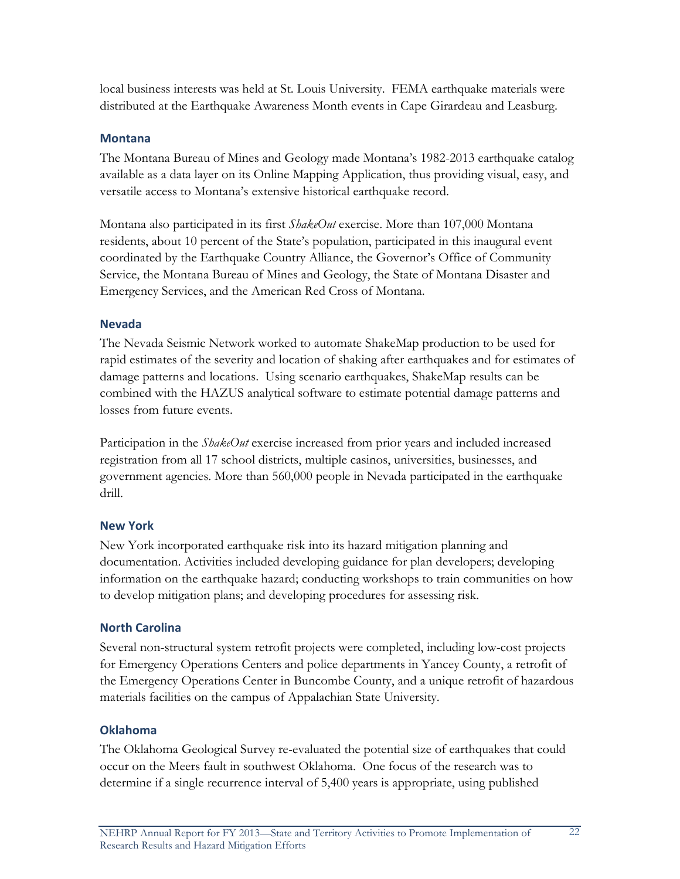local business interests was held at St. Louis University. FEMA earthquake materials were distributed at the Earthquake Awareness Month events in Cape Girardeau and Leasburg.

### Montana

The Montana Bureau of Mines and Geology made Montana's 1982-2013 earthquake catalog available as a data layer on its Online Mapping Application, thus providing visual, easy, and versatile access to Montana's extensive historical earthquake record.

Montana also participated in its first *ShakeOut* exercise. More than 107,000 Montana residents, about 10 percent of the State's population, participated in this inaugural event coordinated by the Earthquake Country Alliance, the Governor's Office of Community Service, the Montana Bureau of Mines and Geology, the State of Montana Disaster and Emergency Services, and the American Red Cross of Montana.

### Nevada

The Nevada Seismic Network worked to automate ShakeMap production to be used for rapid estimates of the severity and location of shaking after earthquakes and for estimates of damage patterns and locations. Using scenario earthquakes, ShakeMap results can be combined with the HAZUS analytical software to estimate potential damage patterns and losses from future events.

Participation in the *ShakeOut* exercise increased from prior years and included increased registration from all 17 school districts, multiple casinos, universities, businesses, and government agencies. More than 560,000 people in Nevada participated in the earthquake drill.

### New York

New York incorporated earthquake risk into its hazard mitigation planning and documentation. Activities included developing guidance for plan developers; developing information on the earthquake hazard; conducting workshops to train communities on how to develop mitigation plans; and developing procedures for assessing risk.

### North Carolina

Several non-structural system retrofit projects were completed, including low-cost projects for Emergency Operations Centers and police departments in Yancey County, a retrofit of the Emergency Operations Center in Buncombe County, and a unique retrofit of hazardous materials facilities on the campus of Appalachian State University.

### Oklahoma

The Oklahoma Geological Survey re-evaluated the potential size of earthquakes that could occur on the Meers fault in southwest Oklahoma. One focus of the research was to determine if a single recurrence interval of 5,400 years is appropriate, using published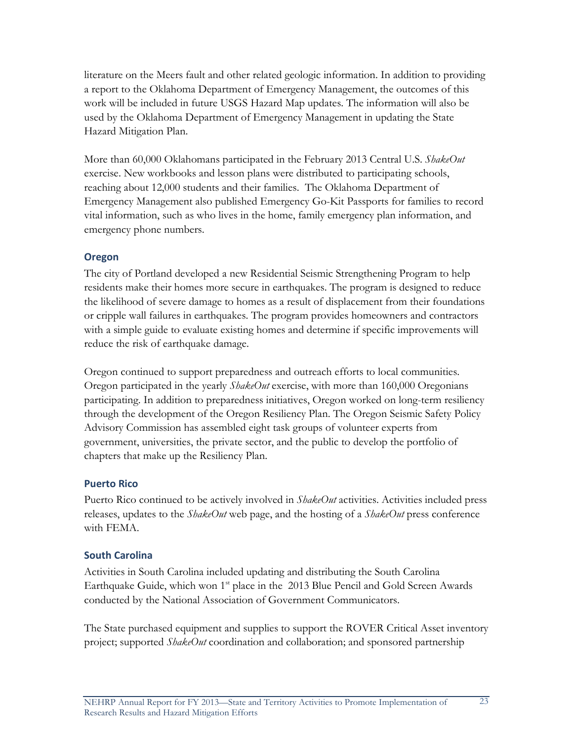literature on the Meers fault and other related geologic information. In addition to providing a report to the Oklahoma Department of Emergency Management, the outcomes of this work will be included in future USGS Hazard Map updates. The information will also be used by the Oklahoma Department of Emergency Management in updating the State Hazard Mitigation Plan.

More than 60,000 Oklahomans participated in the February 2013 Central U.S. *ShakeOut* exercise. New workbooks and lesson plans were distributed to participating schools, reaching about 12,000 students and their families. The Oklahoma Department of Emergency Management also published Emergency Go-Kit Passports for families to record vital information, such as who lives in the home, family emergency plan information, and emergency phone numbers.

### Oregon

The city of Portland developed a new Residential Seismic Strengthening Program to help residents make their homes more secure in earthquakes. The program is designed to reduce the likelihood of severe damage to homes as a result of displacement from their foundations or cripple wall failures in earthquakes. The program provides homeowners and contractors with a simple guide to evaluate existing homes and determine if specific improvements will reduce the risk of earthquake damage.

Oregon continued to support preparedness and outreach efforts to local communities. Oregon participated in the yearly *ShakeOut* exercise, with more than 160,000 Oregonians participating. In addition to preparedness initiatives, Oregon worked on long-term resiliency through the development of the Oregon Resiliency Plan. The Oregon Seismic Safety Policy Advisory Commission has assembled eight task groups of volunteer experts from government, universities, the private sector, and the public to develop the portfolio of chapters that make up the Resiliency Plan.

### Puerto Rico

Puerto Rico continued to be actively involved in *ShakeOut* activities. Activities included press releases, updates to the *ShakeOut* web page, and the hosting of a *ShakeOut* press conference with FEMA.

### South Carolina

Activities in South Carolina included updating and distributing the South Carolina Earthquake Guide, which won 1st place in the 2013 Blue Pencil and Gold Screen Awards conducted by the National Association of Government Communicators.

The State purchased equipment and supplies to support the ROVER Critical Asset inventory project; supported *ShakeOut* coordination and collaboration; and sponsored partnership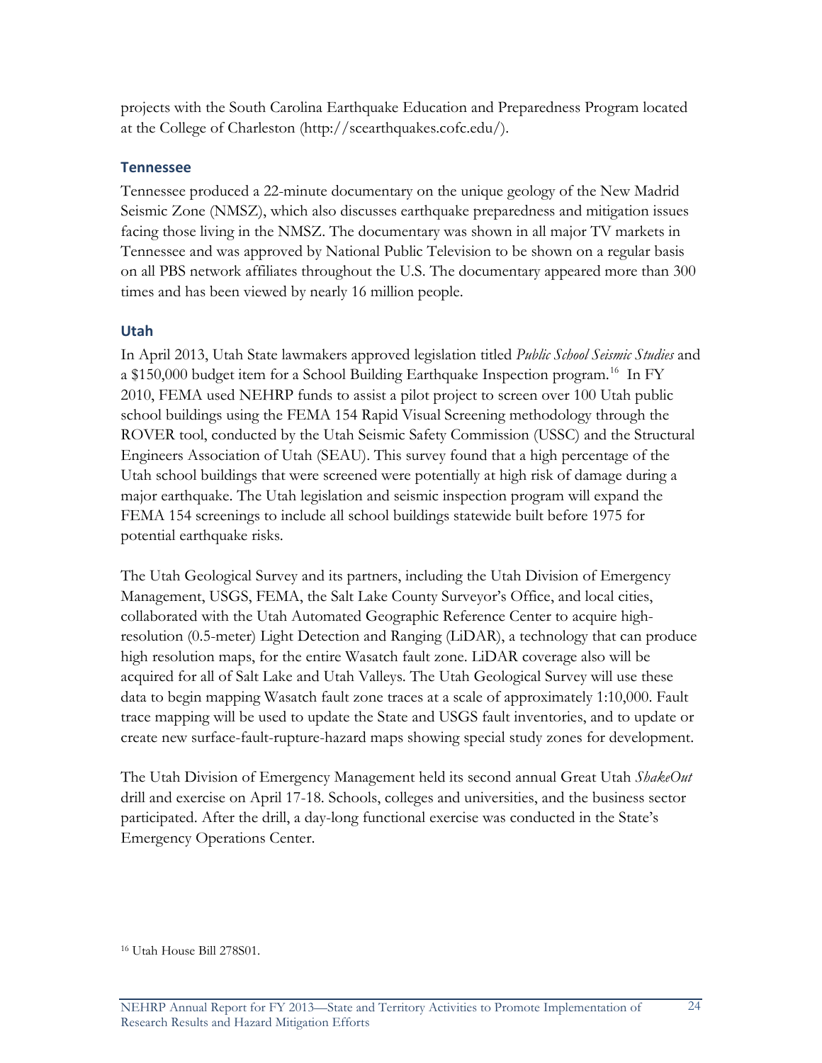projects with the South Carolina Earthquake Education and Preparedness Program located at the College of Charleston (http://scearthquakes.cofc.edu/).

### Tennessee

Tennessee produced a 22-minute documentary on the unique geology of the New Madrid Seismic Zone (NMSZ), which also discusses earthquake preparedness and mitigation issues facing those living in the NMSZ. The documentary was shown in all major TV markets in Tennessee and was approved by National Public Television to be shown on a regular basis on all PBS network affiliates throughout the U.S. The documentary appeared more than 300 times and has been viewed by nearly 16 million people.

### Utah

In April 2013, Utah State lawmakers approved legislation titled *Public School Seismic Studies* and a $150,000 budget item for a School Building Earthquake Inspection program.[16] In FY 2010, FEMA used NEHRP funds to assist a pilot project to screen over 100 Utah public school buildings using the FEMA 154 Rapid Visual Screening methodology through the ROVER tool, conducted by the Utah Seismic Safety Commission (USSC) and the Structural Engineers Association of Utah (SEAU). This survey found that a high percentage of the Utah school buildings that were screened were potentially at high risk of damage during a major earthquake. The Utah legislation and seismic inspection program will expand the FEMA 154 screenings to include all school buildings statewide built before 1975 for potential earthquake risks.

The Utah Geological Survey and its partners, including the Utah Division of Emergency Management, USGS, FEMA, the Salt Lake County Surveyor's Office, and local cities, collaborated with the Utah Automated Geographic Reference Center to acquire high-resolution (0.5-meter) Light Detection and Ranging (LiDAR), a technology that can produce high resolution maps, for the entire Wasatch fault zone. LiDAR coverage also will be acquired for all of Salt Lake and Utah Valleys. The Utah Geological Survey will use these data to begin mapping Wasatch fault zone traces at a scale of approximately 1:10,000. Fault trace mapping will be used to update the State and USGS fault inventories, and to update or create new surface-fault-rupture-hazard maps showing special study zones for development.

The Utah Division of Emergency Management held its second annual Great Utah *ShakeOut* drill and exercise on April 17-18. Schools, colleges and universities, and the business sector participated. After the drill, a day-long functional exercise was conducted in the State's Emergency Operations Center.

[16] Utah House Bill 278S01.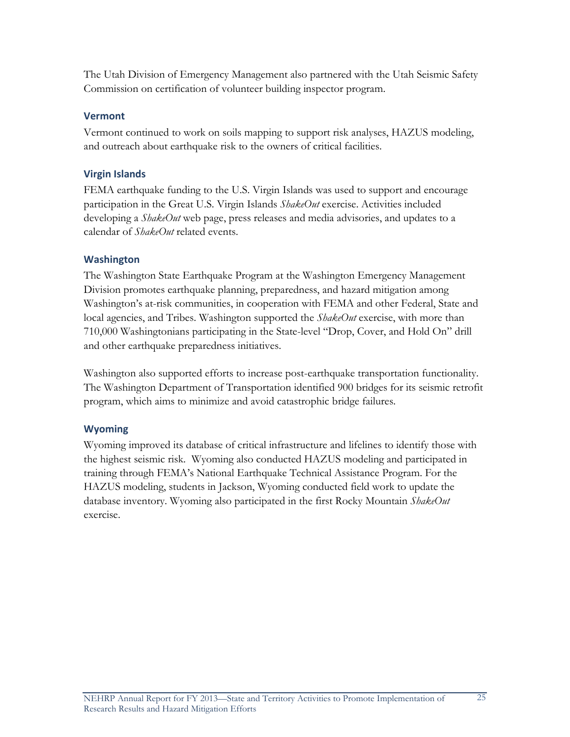The Utah Division of Emergency Management also partnered with the Utah Seismic Safety Commission on certification of volunteer building inspector program.

### Vermont

Vermont continued to work on soils mapping to support risk analyses, HAZUS modeling, and outreach about earthquake risk to the owners of critical facilities.

### Virgin Islands

FEMA earthquake funding to the U.S. Virgin Islands was used to support and encourage participation in the Great U.S. Virgin Islands *ShakeOut* exercise. Activities included developing a *ShakeOut* web page, press releases and media advisories, and updates to a calendar of *ShakeOut* related events.

### Washington

The Washington State Earthquake Program at the Washington Emergency Management Division promotes earthquake planning, preparedness, and hazard mitigation among Washington's at-risk communities, in cooperation with FEMA and other Federal, State and local agencies, and Tribes. Washington supported the *ShakeOut* exercise, with more than 710,000 Washingtonians participating in the State-level "Drop, Cover, and Hold On" drill and other earthquake preparedness initiatives.

Washington also supported efforts to increase post-earthquake transportation functionality. The Washington Department of Transportation identified 900 bridges for its seismic retrofit program, which aims to minimize and avoid catastrophic bridge failures.

### Wyoming

Wyoming improved its database of critical infrastructure and lifelines to identify those with the highest seismic risk. Wyoming also conducted HAZUS modeling and participated in training through FEMA's National Earthquake Technical Assistance Program. For the HAZUS modeling, students in Jackson, Wyoming conducted field work to update the database inventory. Wyoming also participated in the first Rocky Mountain *ShakeOut* exercise.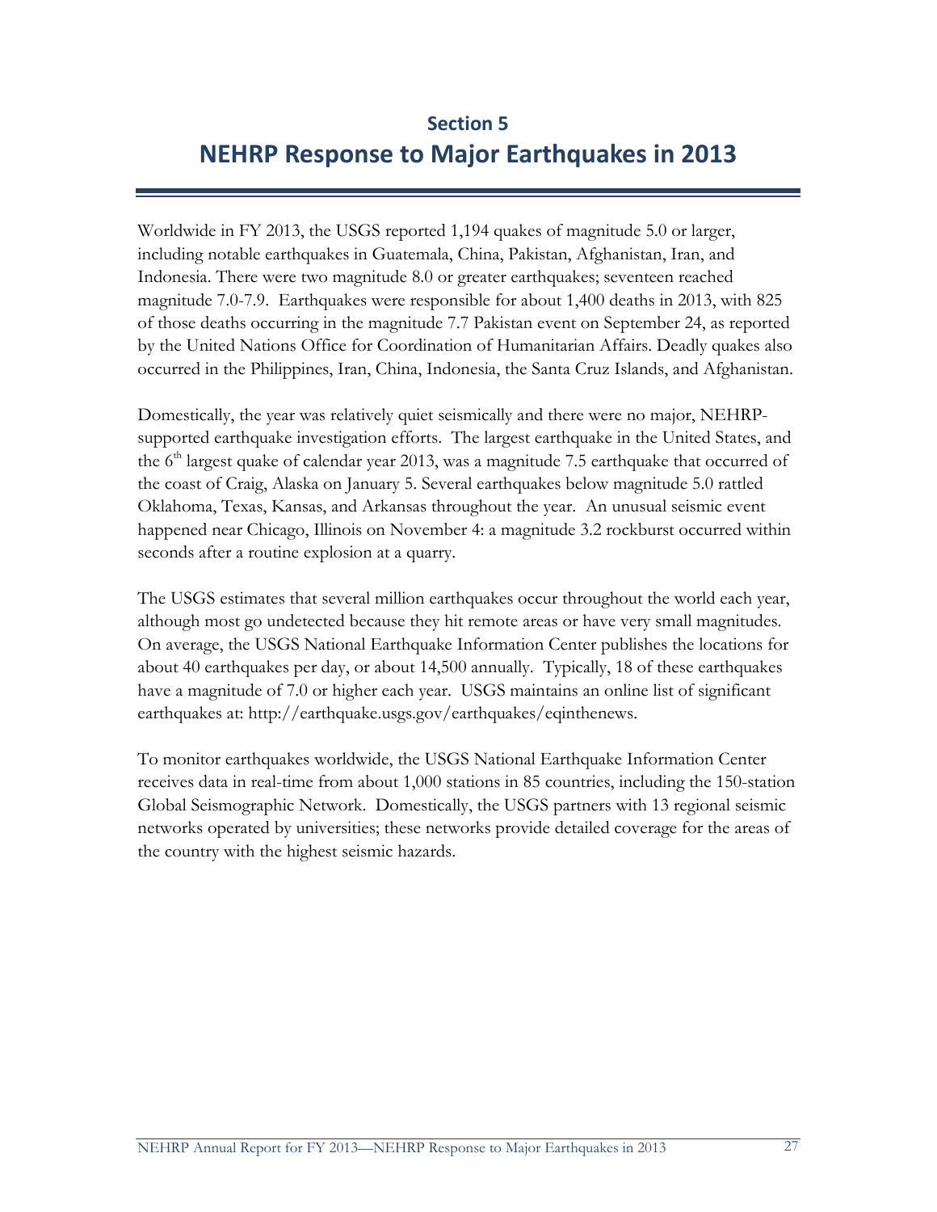# Section 5

# NEHRP Response to Major Earthquakes in 2013

Worldwide in FY 2013, the USGS reported 1,194 quakes of magnitude 5.0 or larger, including notable earthquakes in Guatemala, China, Pakistan, Afghanistan, Iran, and Indonesia. There were two magnitude 8.0 or greater earthquakes; seventeen reached magnitude 7.0-7.9. Earthquakes were responsible for about 1,400 deaths in 2013, with 825 of those deaths occurring in the magnitude 7.7 Pakistan event on September 24, as reported by the United Nations Office for Coordination of Humanitarian Affairs. Deadly quakes also occurred in the Philippines, Iran, China, Indonesia, the Santa Cruz Islands, and Afghanistan.

Domestically, the year was relatively quiet seismically and there were no major, NEHRP-supported earthquake investigation efforts. The largest earthquake in the United States, and the 6th largest quake of calendar year 2013, was a magnitude 7.5 earthquake that occurred of the coast of Craig, Alaska on January 5. Several earthquakes below magnitude 5.0 rattled Oklahoma, Texas, Kansas, and Arkansas throughout the year. An unusual seismic event happened near Chicago, Illinois on November 4: a magnitude 3.2 rockburst occurred within seconds after a routine explosion at a quarry.

The USGS estimates that several million earthquakes occur throughout the world each year, although most go undetected because they hit remote areas or have very small magnitudes. On average, the USGS National Earthquake Information Center publishes the locations for about 40 earthquakes per day, or about 14,500 annually. Typically, 18 of these earthquakes have a magnitude of 7.0 or higher each year. USGS maintains an online list of significant earthquakes at: http://earthquake.usgs.gov/earthquakes/eqinthenews.

To monitor earthquakes worldwide, the USGS National Earthquake Information Center receives data in real-time from about 1,000 stations in 85 countries, including the 150-station Global Seismographic Network. Domestically, the USGS partners with 13 regional seismic networks operated by universities; these networks provide detailed coverage for the areas of the country with the highest seismic hazards.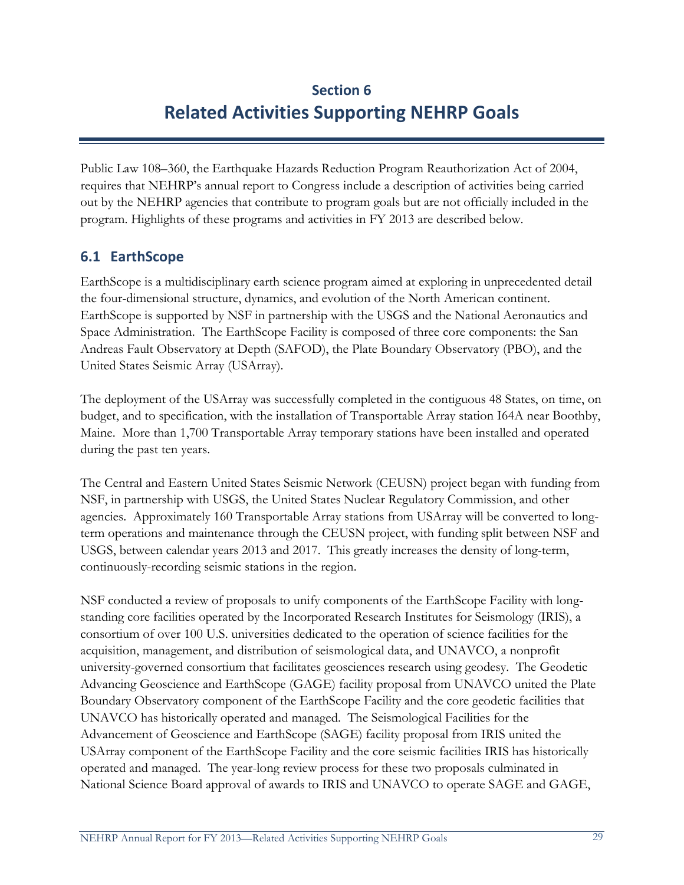# Section 6
# Related Activities Supporting NEHRP Goals

Public Law 108–360, the Earthquake Hazards Reduction Program Reauthorization Act of 2004, requires that NEHRP's annual report to Congress include a description of activities being carried out by the NEHRP agencies that contribute to program goals but are not officially included in the program. Highlights of these programs and activities in FY 2013 are described below.

## 6.1 EarthScope

EarthScope is a multidisciplinary earth science program aimed at exploring in unprecedented detail the four-dimensional structure, dynamics, and evolution of the North American continent. EarthScope is supported by NSF in partnership with the USGS and the National Aeronautics and Space Administration. The EarthScope Facility is composed of three core components: the San Andreas Fault Observatory at Depth (SAFOD), the Plate Boundary Observatory (PBO), and the United States Seismic Array (USArray).

The deployment of the USArray was successfully completed in the contiguous 48 States, on time, on budget, and to specification, with the installation of Transportable Array station I64A near Boothby, Maine. More than 1,700 Transportable Array temporary stations have been installed and operated during the past ten years.

The Central and Eastern United States Seismic Network (CEUSN) project began with funding from NSF, in partnership with USGS, the United States Nuclear Regulatory Commission, and other agencies. Approximately 160 Transportable Array stations from USArray will be converted to long-term operations and maintenance through the CEUSN project, with funding split between NSF and USGS, between calendar years 2013 and 2017. This greatly increases the density of long-term, continuously-recording seismic stations in the region.

NSF conducted a review of proposals to unify components of the EarthScope Facility with long-standing core facilities operated by the Incorporated Research Institutes for Seismology (IRIS), a consortium of over 100 U.S. universities dedicated to the operation of science facilities for the acquisition, management, and distribution of seismological data, and UNAVCO, a nonprofit university-governed consortium that facilitates geosciences research using geodesy. The Geodetic Advancing Geoscience and EarthScope (GAGE) facility proposal from UNAVCO united the Plate Boundary Observatory component of the EarthScope Facility and the core geodetic facilities that UNAVCO has historically operated and managed. The Seismological Facilities for the Advancement of Geoscience and EarthScope (SAGE) facility proposal from IRIS united the USArray component of the EarthScope Facility and the core seismic facilities IRIS has historically operated and managed. The year-long review process for these two proposals culminated in National Science Board approval of awards to IRIS and UNAVCO to operate SAGE and GAGE,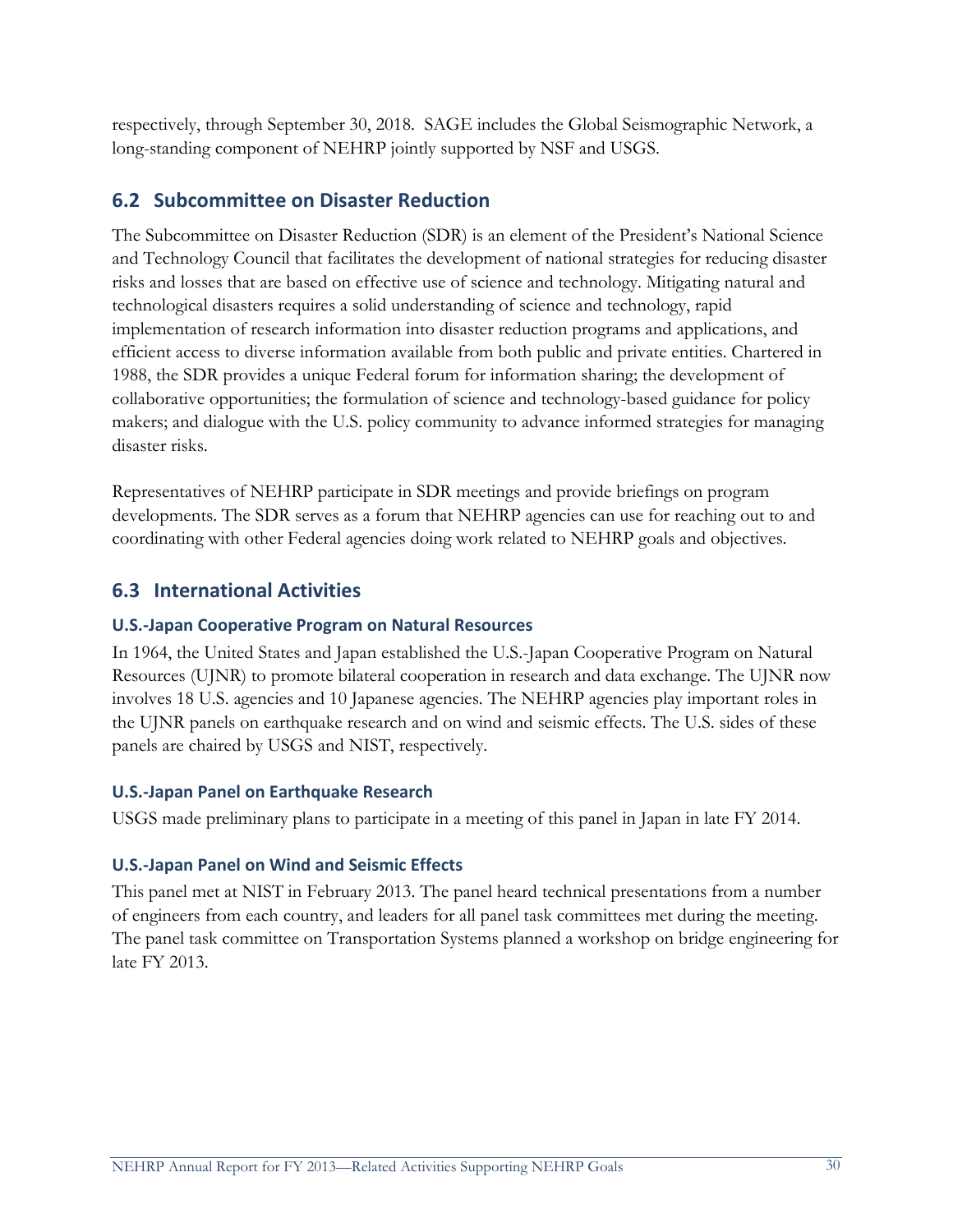respectively, through September 30, 2018. SAGE includes the Global Seismographic Network, a long-standing component of NEHRP jointly supported by NSF and USGS.

## 6.2 Subcommittee on Disaster Reduction

The Subcommittee on Disaster Reduction (SDR) is an element of the President's National Science and Technology Council that facilitates the development of national strategies for reducing disaster risks and losses that are based on effective use of science and technology. Mitigating natural and technological disasters requires a solid understanding of science and technology, rapid implementation of research information into disaster reduction programs and applications, and efficient access to diverse information available from both public and private entities. Chartered in 1988, the SDR provides a unique Federal forum for information sharing; the development of collaborative opportunities; the formulation of science and technology-based guidance for policy makers; and dialogue with the U.S. policy community to advance informed strategies for managing disaster risks.

Representatives of NEHRP participate in SDR meetings and provide briefings on program developments. The SDR serves as a forum that NEHRP agencies can use for reaching out to and coordinating with other Federal agencies doing work related to NEHRP goals and objectives.

## 6.3 International Activities

### U.S.-Japan Cooperative Program on Natural Resources

In 1964, the United States and Japan established the U.S.-Japan Cooperative Program on Natural Resources (UJNR) to promote bilateral cooperation in research and data exchange. The UJNR now involves 18 U.S. agencies and 10 Japanese agencies. The NEHRP agencies play important roles in the UJNR panels on earthquake research and on wind and seismic effects. The U.S. sides of these panels are chaired by USGS and NIST, respectively.

### U.S.-Japan Panel on Earthquake Research

USGS made preliminary plans to participate in a meeting of this panel in Japan in late FY 2014.

### U.S.-Japan Panel on Wind and Seismic Effects

This panel met at NIST in February 2013. The panel heard technical presentations from a number of engineers from each country, and leaders for all panel task committees met during the meeting. The panel task committee on Transportation Systems planned a workshop on bridge engineering for late FY 2013.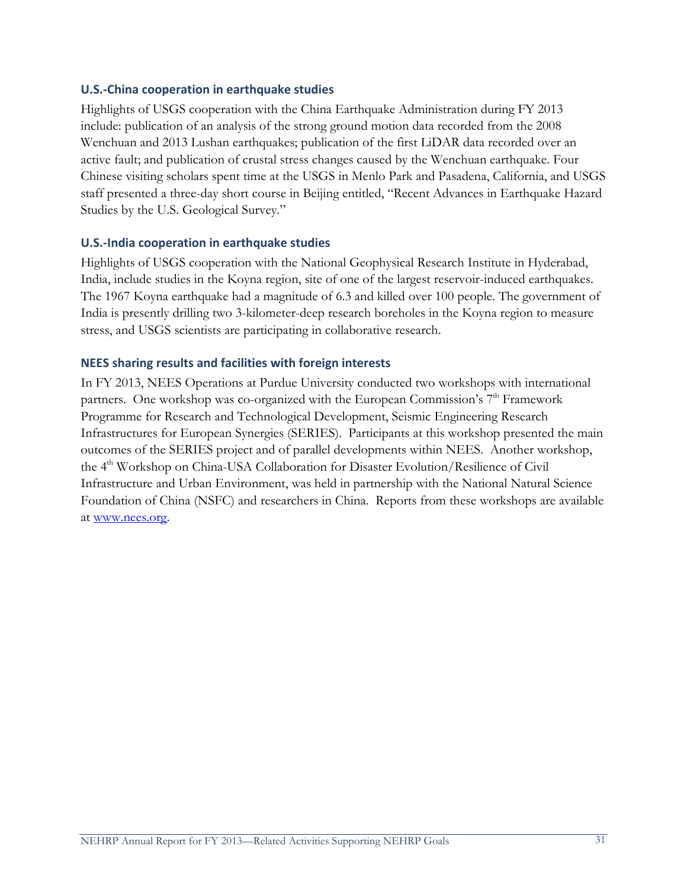### U.S.-China cooperation in earthquake studies

Highlights of USGS cooperation with the China Earthquake Administration during FY 2013 include: publication of an analysis of the strong ground motion data recorded from the 2008 Wenchuan and 2013 Lushan earthquakes; publication of the first LiDAR data recorded over an active fault; and publication of crustal stress changes caused by the Wenchuan earthquake. Four Chinese visiting scholars spent time at the USGS in Menlo Park and Pasadena, California, and USGS staff presented a three-day short course in Beijing entitled, "Recent Advances in Earthquake Hazard Studies by the U.S. Geological Survey."

### U.S.-India cooperation in earthquake studies

Highlights of USGS cooperation with the National Geophysical Research Institute in Hyderabad, India, include studies in the Koyna region, site of one of the largest reservoir-induced earthquakes. The 1967 Koyna earthquake had a magnitude of 6.3 and killed over 100 people. The government of India is presently drilling two 3-kilometer-deep research boreholes in the Koyna region to measure stress, and USGS scientists are participating in collaborative research.

### NEES sharing results and facilities with foreign interests

In FY 2013, NEES Operations at Purdue University conducted two workshops with international partners. One workshop was co-organized with the European Commission's 7th Framework Programme for Research and Technological Development, Seismic Engineering Research Infrastructures for European Synergies (SERIES). Participants at this workshop presented the main outcomes of the SERIES project and of parallel developments within NEES. Another workshop, the 4th Workshop on China-USA Collaboration for Disaster Evolution/Resilience of Civil Infrastructure and Urban Environment, was held in partnership with the National Natural Science Foundation of China (NSFC) and researchers in China. Reports from these workshops are available at [www.nees.org](http://www.nees.org).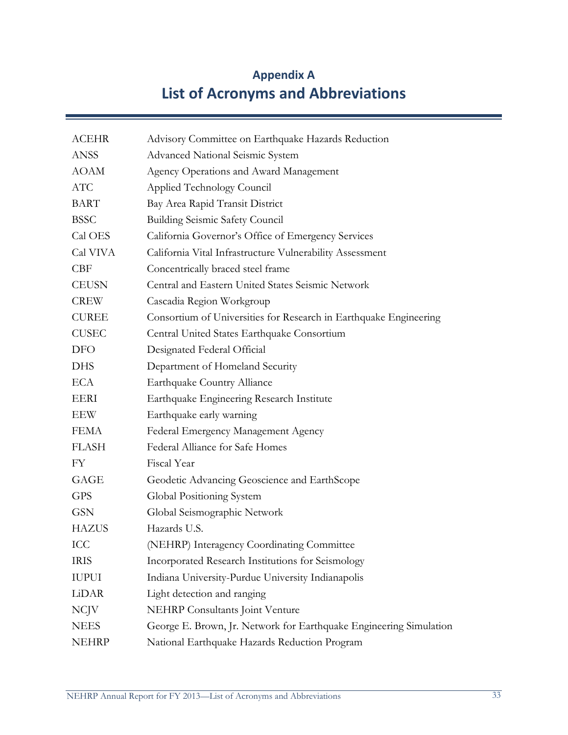# Appendix A
# List of Acronyms and Abbreviations

| | |
|---|---|
| ACEHR | Advisory Committee on Earthquake Hazards Reduction |
| ANSS | Advanced National Seismic System |
| AOAM | Agency Operations and Award Management |
| ATC | Applied Technology Council |
| BART | Bay Area Rapid Transit District |
| BSSC | Building Seismic Safety Council |
| Cal OES | California Governor's Office of Emergency Services |
| Cal VIVA | California Vital Infrastructure Vulnerability Assessment |
| CBF | Concentrically braced steel frame |
| CEUSN | Central and Eastern United States Seismic Network |
| CREW | Cascadia Region Workgroup |
| CUREE | Consortium of Universities for Research in Earthquake Engineering |
| CUSEC | Central United States Earthquake Consortium |
| DFO | Designated Federal Official |
| DHS | Department of Homeland Security |
| ECA | Earthquake Country Alliance |
| EERI | Earthquake Engineering Research Institute |
| EEW | Earthquake early warning |
| FEMA | Federal Emergency Management Agency |
| FLASH | Federal Alliance for Safe Homes |
| FY | Fiscal Year |
| GAGE | Geodetic Advancing Geoscience and EarthScope |
| GPS | Global Positioning System |
| GSN | Global Seismographic Network |
| HAZUS | Hazards U.S. |
| ICC | (NEHRP) Interagency Coordinating Committee |
| IRIS | Incorporated Research Institutions for Seismology |
| IUPUI | Indiana University-Purdue University Indianapolis |
| LiDAR | Light detection and ranging |
| NCJV | NEHRP Consultants Joint Venture |
| NEES | George E. Brown, Jr. Network for Earthquake Engineering Simulation |
| NEHRP | National Earthquake Hazards Reduction Program |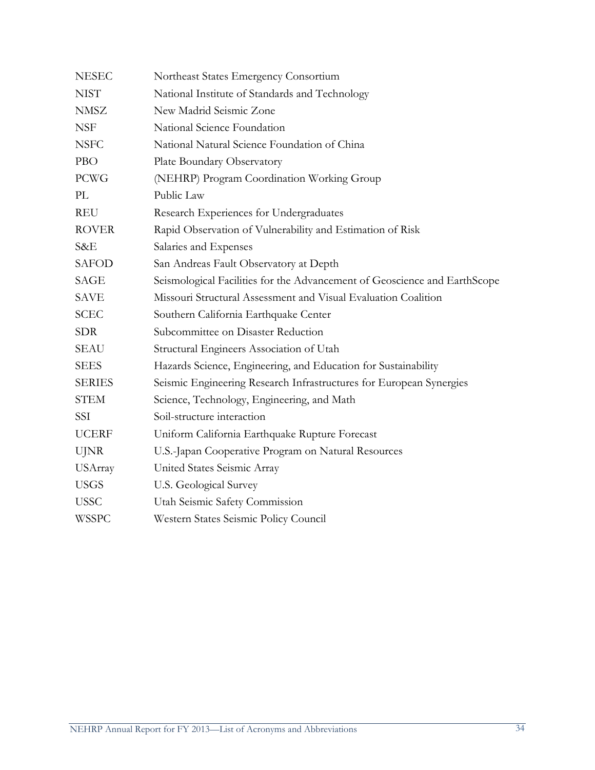| | |
|---|---|
| NESEC | Northeast States Emergency Consortium |
| NIST | National Institute of Standards and Technology |
| NMSZ | New Madrid Seismic Zone |
| NSF | National Science Foundation |
| NSFC | National Natural Science Foundation of China |
| PBO | Plate Boundary Observatory |
| PCWG | (NEHRP) Program Coordination Working Group |
| PL | Public Law |
| REU | Research Experiences for Undergraduates |
| ROVER | Rapid Observation of Vulnerability and Estimation of Risk |
| S&E | Salaries and Expenses |
| SAFOD | San Andreas Fault Observatory at Depth |
| SAGE | Seismological Facilities for the Advancement of Geoscience and EarthScope |
| SAVE | Missouri Structural Assessment and Visual Evaluation Coalition |
| SCEC | Southern California Earthquake Center |
| SDR | Subcommittee on Disaster Reduction |
| SEAU | Structural Engineers Association of Utah |
| SEES | Hazards Science, Engineering, and Education for Sustainability |
| SERIES | Seismic Engineering Research Infrastructures for European Synergies |
| STEM | Science, Technology, Engineering, and Math |
| SSI | Soil-structure interaction |
| UCERF | Uniform California Earthquake Rupture Forecast |
| UJNR | U.S.-Japan Cooperative Program on Natural Resources |
| USArray | United States Seismic Array |
| USGS | U.S. Geological Survey |
| USSC | Utah Seismic Safety Commission |
| WSSPC | Western States Seismic Policy Council |